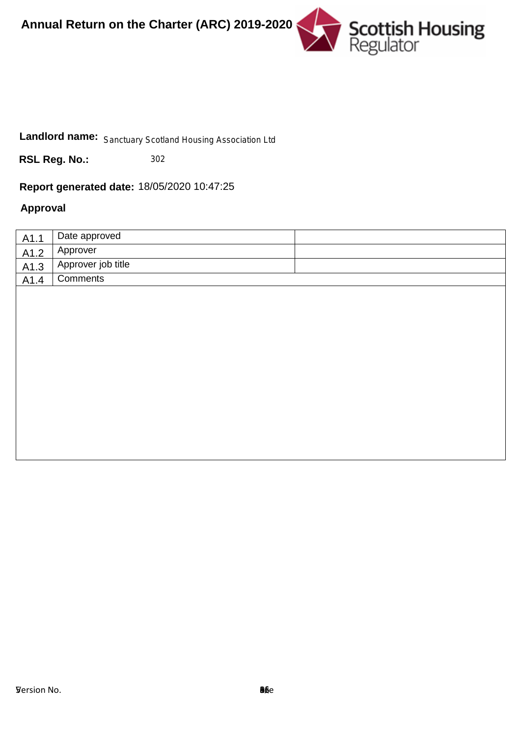# Annual Return on the Charter (ARC) 2019-2020

Scottish Housing Regulator

**Landlord name:** Sanctuary Scotland Housing Association Ltd

**RSL Reg. No.:** 302

**Report generated date:** 18/05/2020 10:47:25

## Approval

| | | |
|---|---|---|
| A1.1 | Date approved | |
| A1.2 | Approver | |
| A1.3 | Approver job title | |
| A1.4 | Comments | |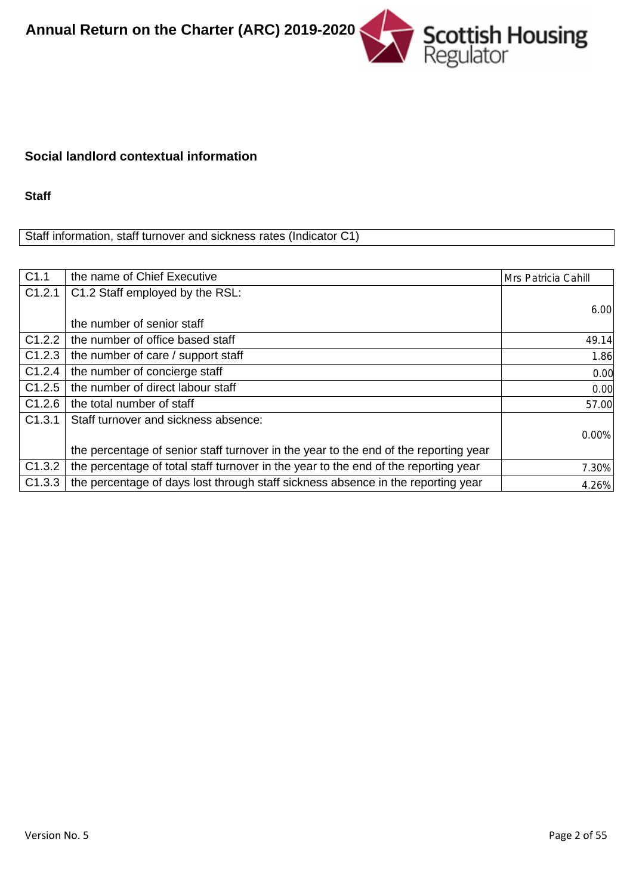## Social landlord contextual information

### Staff

Staff information, staff turnover and sickness rates (Indicator C1)

| | | |
|---|---|---|
| C1.1 | the name of Chief Executive | Mrs Patricia Cahill |
| C1.2.1 | C1.2 Staff employed by the RSL:<br><br>the number of senior staff | 6.00 |
| C1.2.2 | the number of office based staff | 49.14 |
| C1.2.3 | the number of care / support staff | 1.86 |
| C1.2.4 | the number of concierge staff | 0.00 |
| C1.2.5 | the number of direct labour staff | 0.00 |
| C1.2.6 | the total number of staff | 57.00 |
| C1.3.1 | Staff turnover and sickness absence:<br><br>the percentage of senior staff turnover in the year to the end of the reporting year | 0.00% |
| C1.3.2 | the percentage of total staff turnover in the year to the end of the reporting year | 7.30% |
| C1.3.3 | the percentage of days lost through staff sickness absence in the reporting year | 4.26% |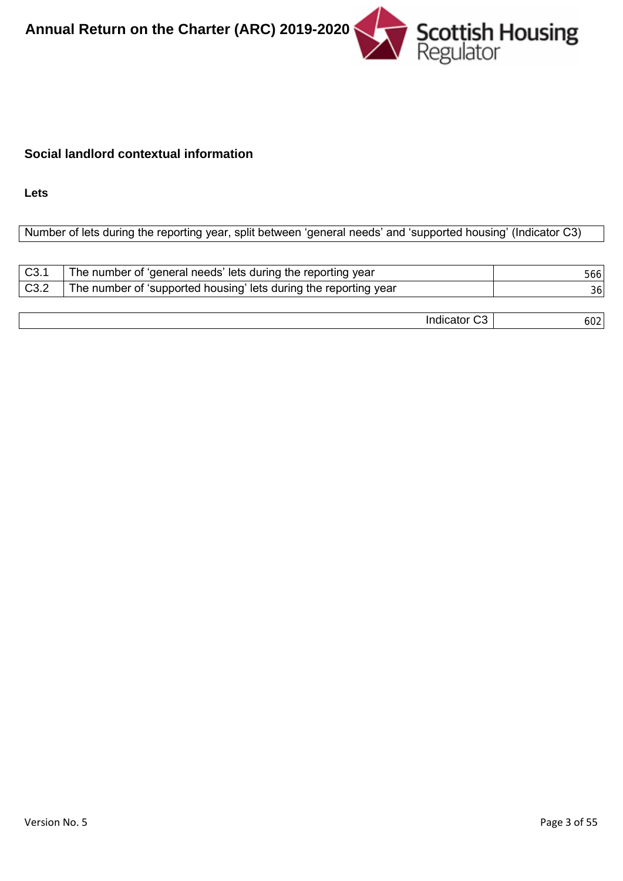## Social landlord contextual information

### Lets

Number of lets during the reporting year, split between 'general needs' and 'supported housing' (Indicator C3)

| | | |
|---|---|---|
| C3.1 | The number of 'general needs' lets during the reporting year | 566 |
| C3.2 | The number of 'supported housing' lets during the reporting year | 36 |
| | Indicator C3 | 602 |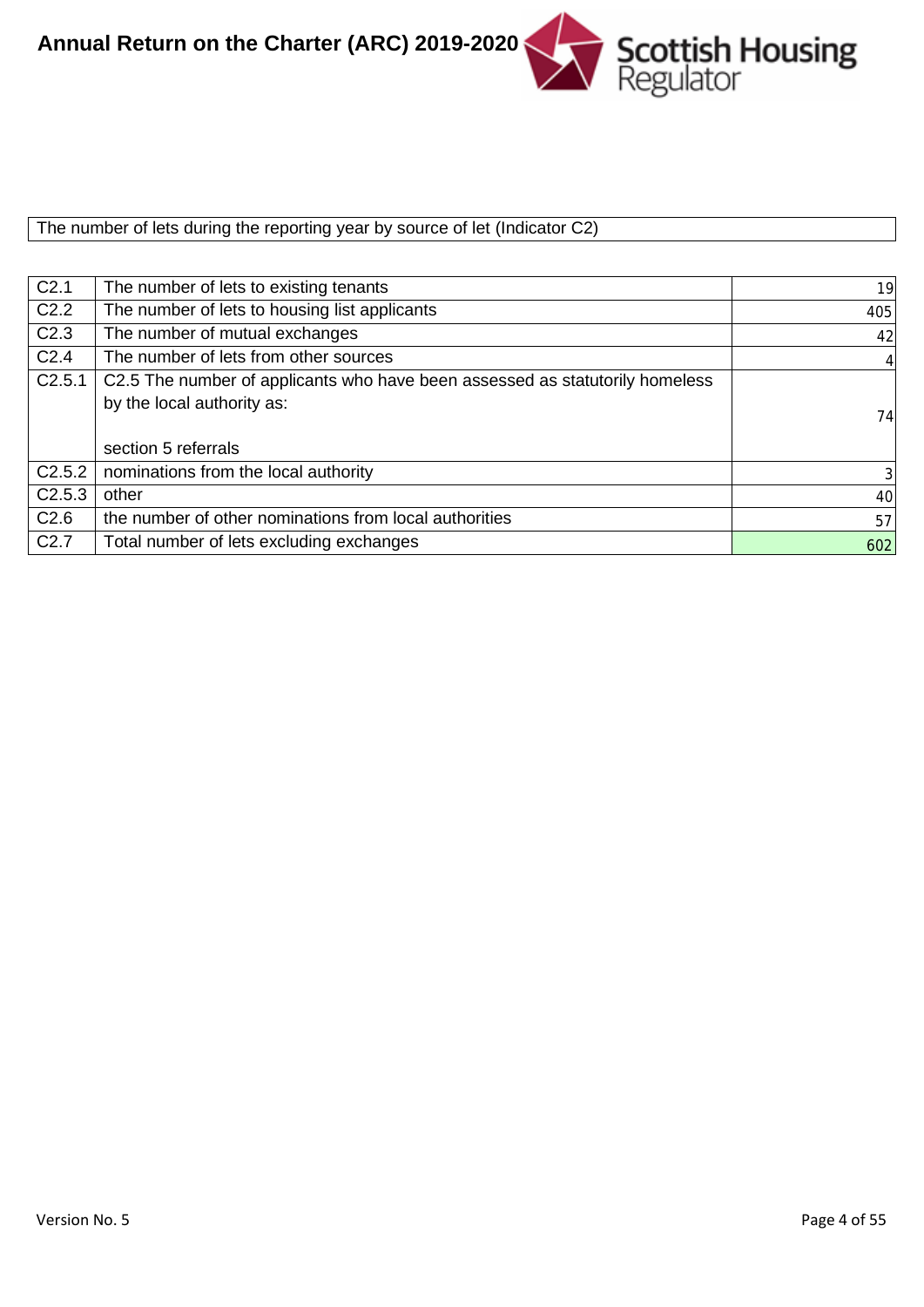The number of lets during the reporting year by source of let (Indicator C2)

| | | |
|---|---|---|
| C2.1 | The number of lets to existing tenants | 19 |
| C2.2 | The number of lets to housing list applicants | 405 |
| C2.3 | The number of mutual exchanges | 42 |
| C2.4 | The number of lets from other sources | 4 |
| C2.5.1 | C2.5 The number of applicants who have been assessed as statutorily homeless by the local authority as: section 5 referrals | 74 |
| C2.5.2 | nominations from the local authority | 3 |
| C2.5.3 | other | 40 |
| C2.6 | the number of other nominations from local authorities | 57 |
| C2.7 | Total number of lets excluding exchanges | 602 |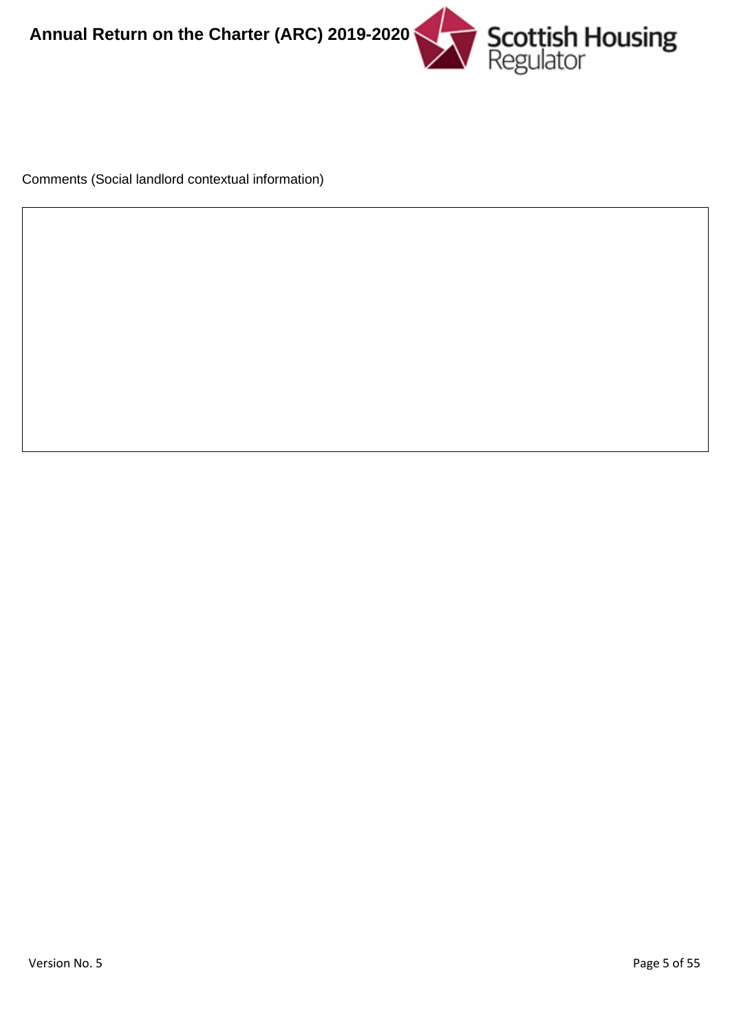Comments (Social landlord contextual information)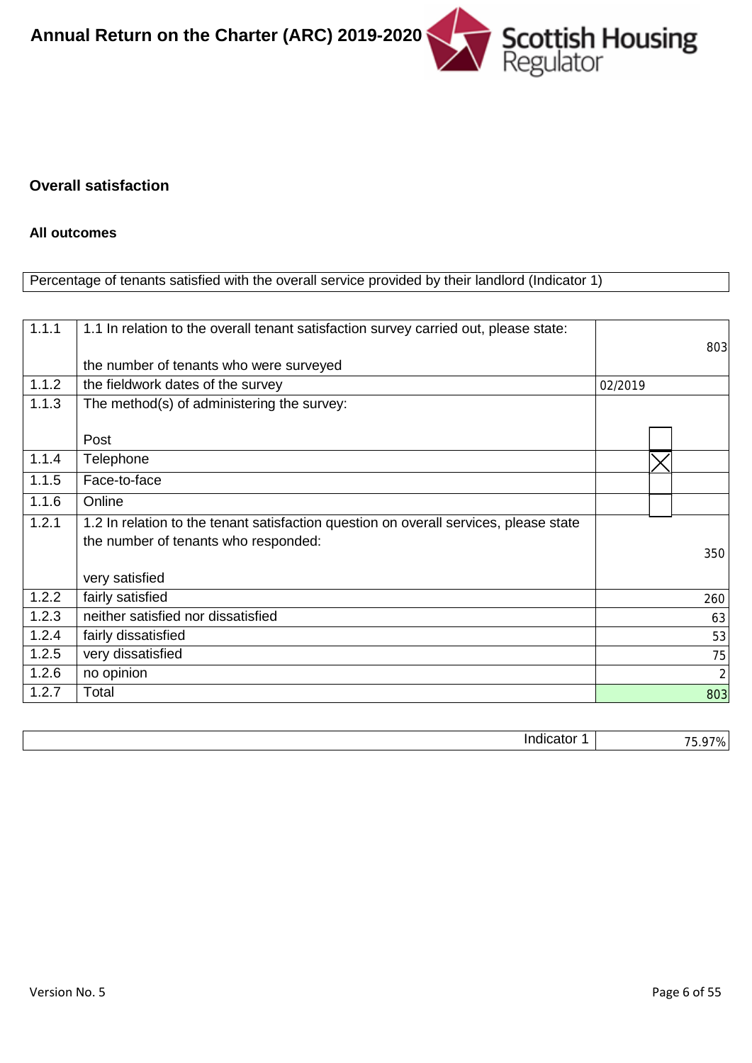## Overall satisfaction

### All outcomes

| Percentage of tenants satisfied with the overall service provided by their landlord (Indicator 1) |
|---|

| | | |
|---|---|---|
| 1.1.1 | 1.1 In relation to the overall tenant satisfaction survey carried out, please state:<br><br>the number of tenants who were surveyed | 803 |
| 1.1.2 | the fieldwork dates of the survey | 02/2019 |
| 1.1.3 | The method(s) of administering the survey:<br><br>Post | ☐ |
| 1.1.4 | Telephone | ☒ |
| 1.1.5 | Face-to-face | ☐ |
| 1.1.6 | Online | ☐ |
| 1.2.1 | 1.2 In relation to the tenant satisfaction question on overall services, please state the number of tenants who responded:<br><br>very satisfied | 350 |
| 1.2.2 | fairly satisfied | 260 |
| 1.2.3 | neither satisfied nor dissatisfied | 63 |
| 1.2.4 | fairly dissatisfied | 53 |
| 1.2.5 | very dissatisfied | 75 |
| 1.2.6 | no opinion | 2 |
| 1.2.7 | Total | 803 |

| | |
|---|---|
| Indicator 1 | 75.97% |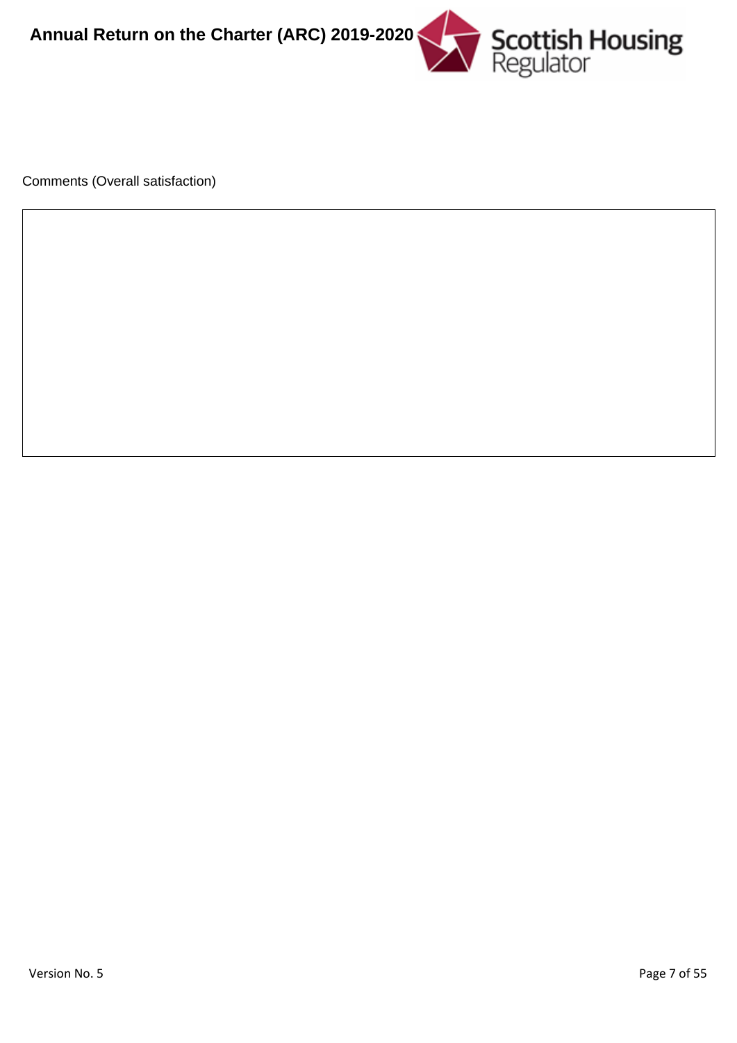Comments (Overall satisfaction)

| |
|---|
| |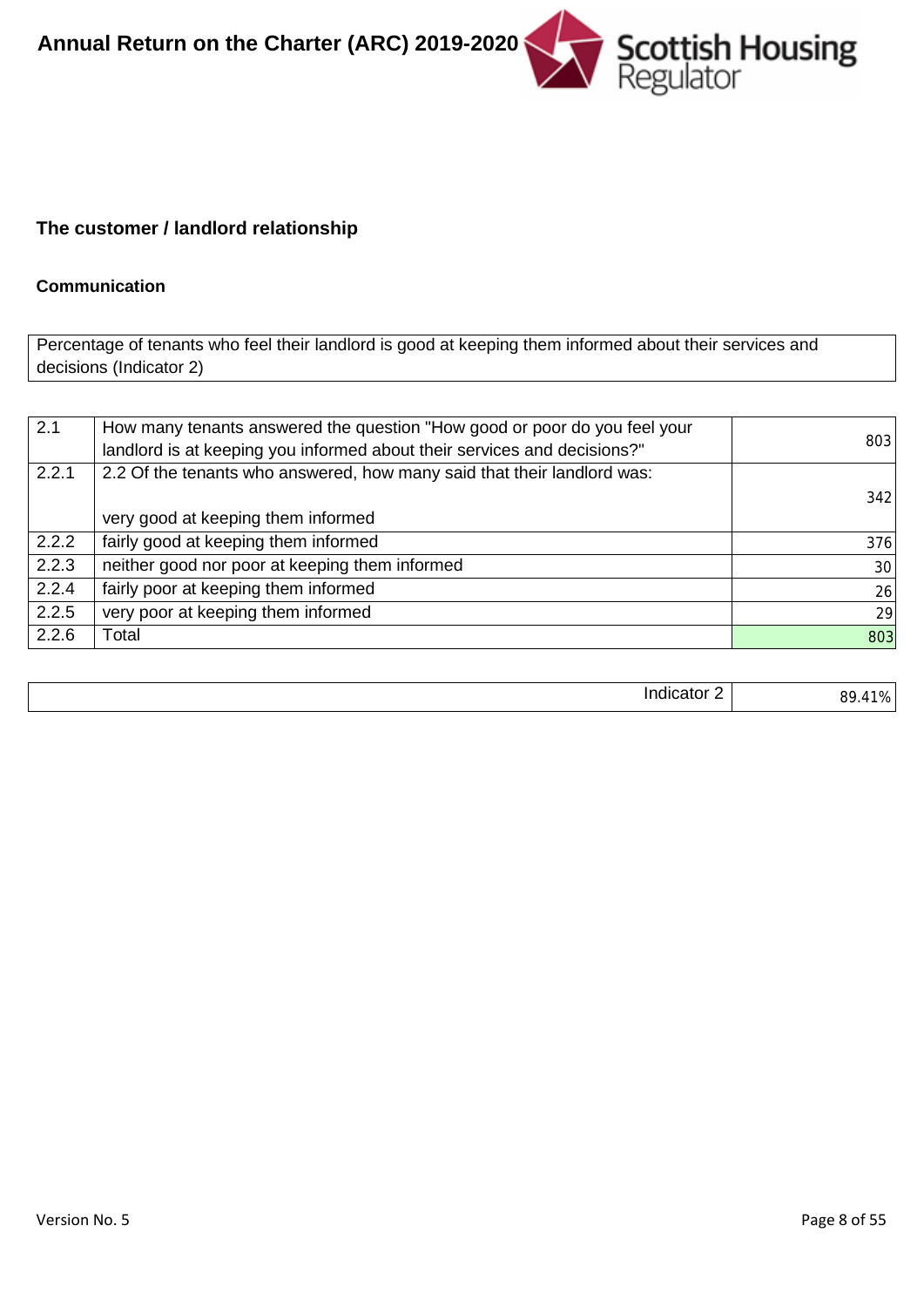## The customer / landlord relationship

### Communication

Percentage of tenants who feel their landlord is good at keeping them informed about their services and decisions (Indicator 2)

| | | |
|---|---|---|
| 2.1 | How many tenants answered the question "How good or poor do you feel your landlord is at keeping you informed about their services and decisions?" | 803 |
| 2.2.1 | 2.2 Of the tenants who answered, how many said that their landlord was:<br><br>very good at keeping them informed | 342 |
| 2.2.2 | fairly good at keeping them informed | 376 |
| 2.2.3 | neither good nor poor at keeping them informed | 30 |
| 2.2.4 | fairly poor at keeping them informed | 26 |
| 2.2.5 | very poor at keeping them informed | 29 |
| 2.2.6 | Total | 803 |

| | |
|---|---|
| Indicator 2 | 89.41% |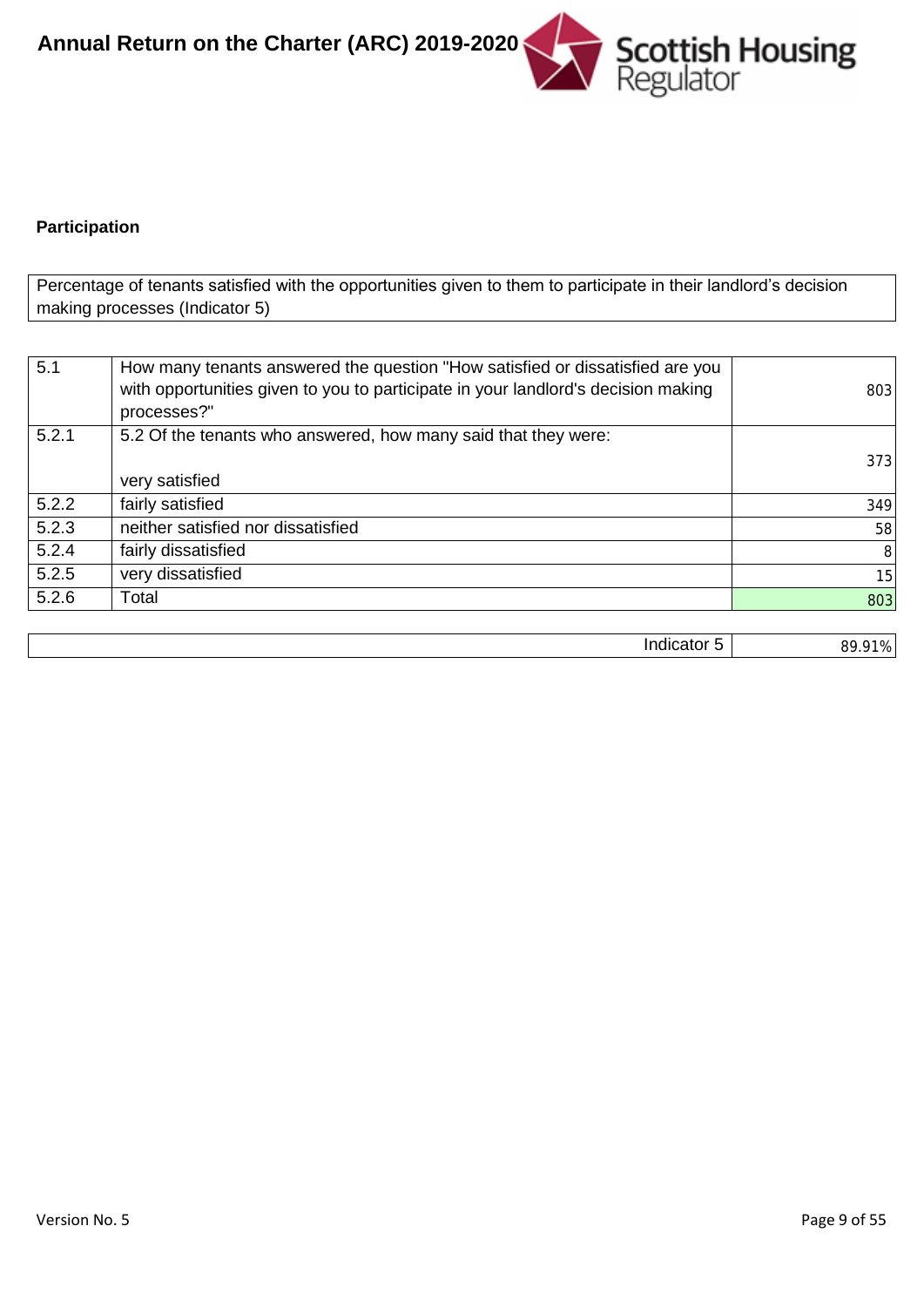**Participation**

| Percentage of tenants satisfied with the opportunities given to them to participate in their landlord's decision making processes (Indicator 5) |
|---|

| | | |
|---|---|---|
| 5.1 | How many tenants answered the question "How satisfied or dissatisfied are you with opportunities given to you to participate in your landlord's decision making processes?" | 803 |
| 5.2.1 | 5.2 Of the tenants who answered, how many said that they were: very satisfied | 373 |
| 5.2.2 | fairly satisfied | 349 |
| 5.2.3 | neither satisfied nor dissatisfied | 58 |
| 5.2.4 | fairly dissatisfied | 8 |
| 5.2.5 | very dissatisfied | 15 |
| 5.2.6 | Total | 803 |

| | |
|---|---|
| Indicator 5 | 89.91% |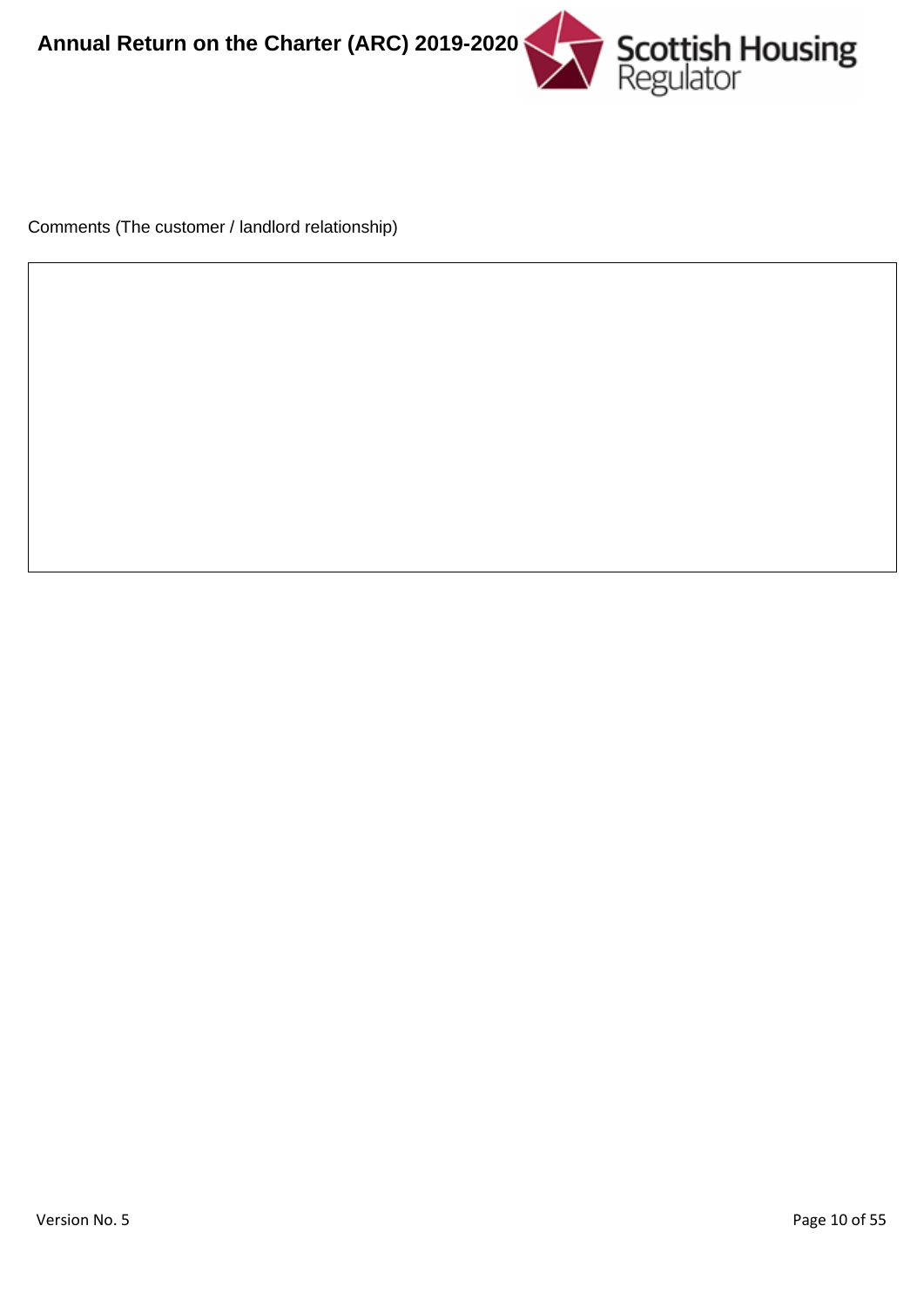Comments (The customer / landlord relationship)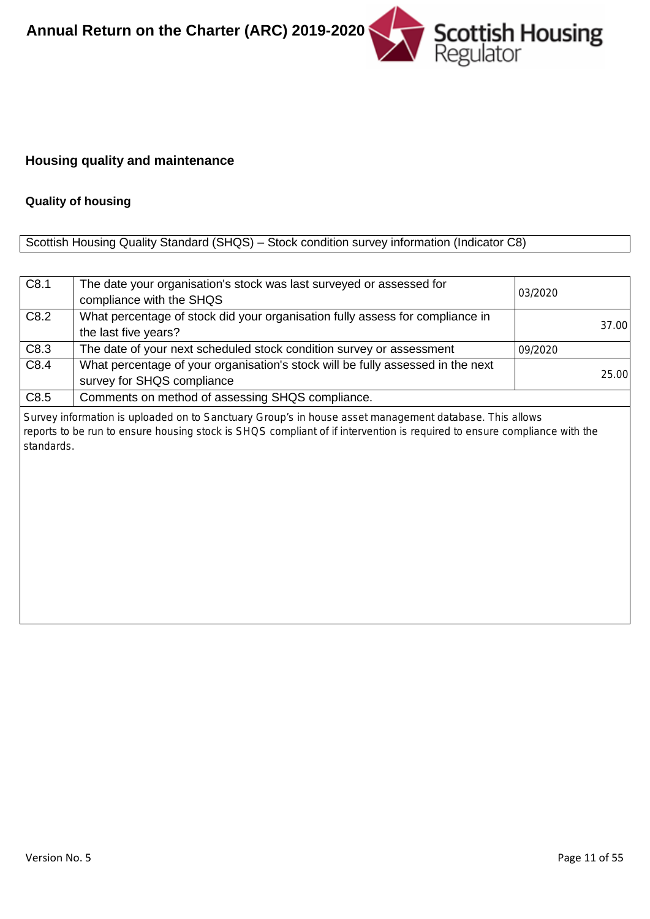## Housing quality and maintenance

### Quality of housing

Scottish Housing Quality Standard (SHQS) – Stock condition survey information (Indicator C8)

| | | |
|---|---|---|
| C8.1 | The date your organisation's stock was last surveyed or assessed for compliance with the SHQS | 03/2020 |
| C8.2 | What percentage of stock did your organisation fully assess for compliance in the last five years? | 37.00 |
| C8.3 | The date of your next scheduled stock condition survey or assessment | 09/2020 |
| C8.4 | What percentage of your organisation's stock will be fully assessed in the next survey for SHQS compliance | 25.00 |
| C8.5 | Comments on method of assessing SHQS compliance. | |

Survey information is uploaded on to Sanctuary Group's in house asset management database. This allows reports to be run to ensure housing stock is SHQS compliant of if intervention is required to ensure compliance with the standards.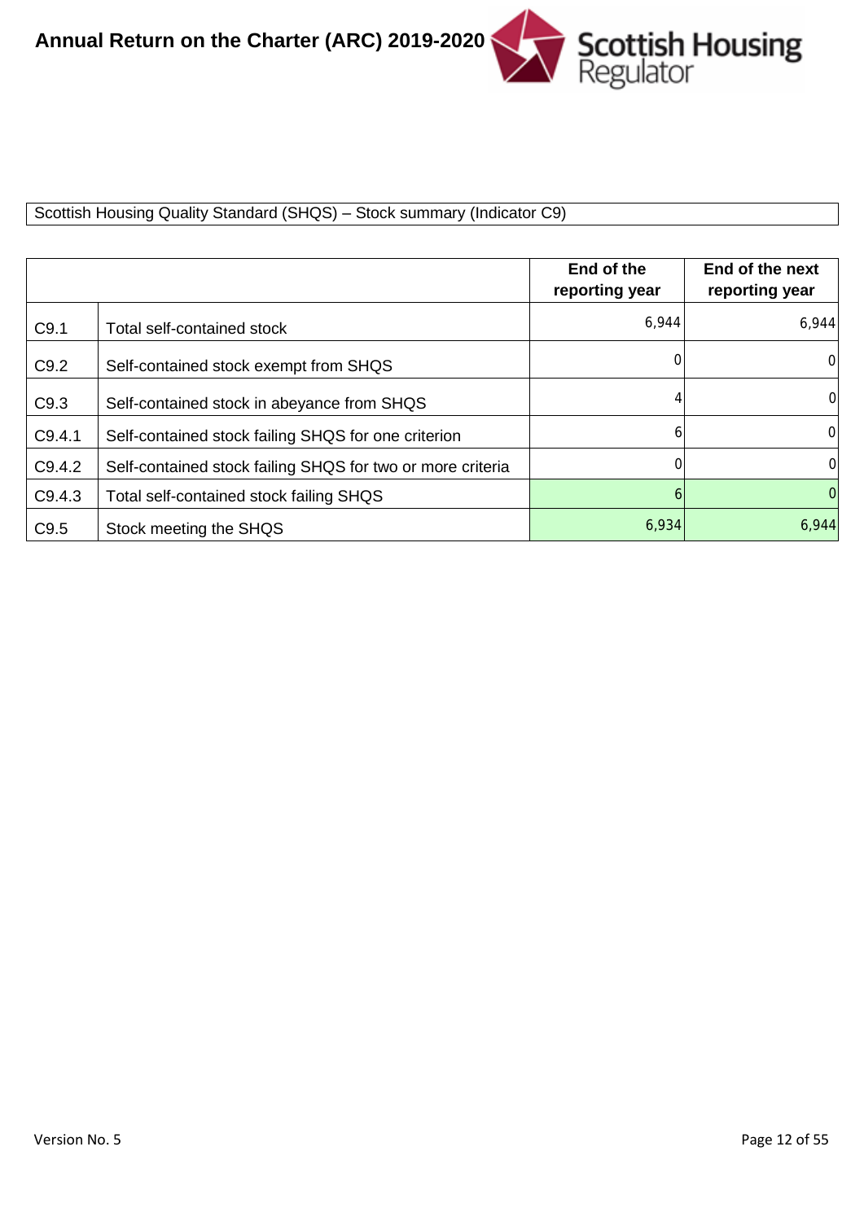Scottish Housing Quality Standard (SHQS) – Stock summary (Indicator C9)

| | | End of the reporting year | End of the next reporting year |
|---|---|---|---|
| C9.1 | Total self-contained stock | 6,944 | 6,944 |
| C9.2 | Self-contained stock exempt from SHQS | 0 | 0 |
| C9.3 | Self-contained stock in abeyance from SHQS | 4 | 0 |
| C9.4.1 | Self-contained stock failing SHQS for one criterion | 6 | 0 |
| C9.4.2 | Self-contained stock failing SHQS for two or more criteria | 0 | 0 |
| C9.4.3 | Total self-contained stock failing SHQS | 6 | 0 |
| C9.5 | Stock meeting the SHQS | 6,934 | 6,944 |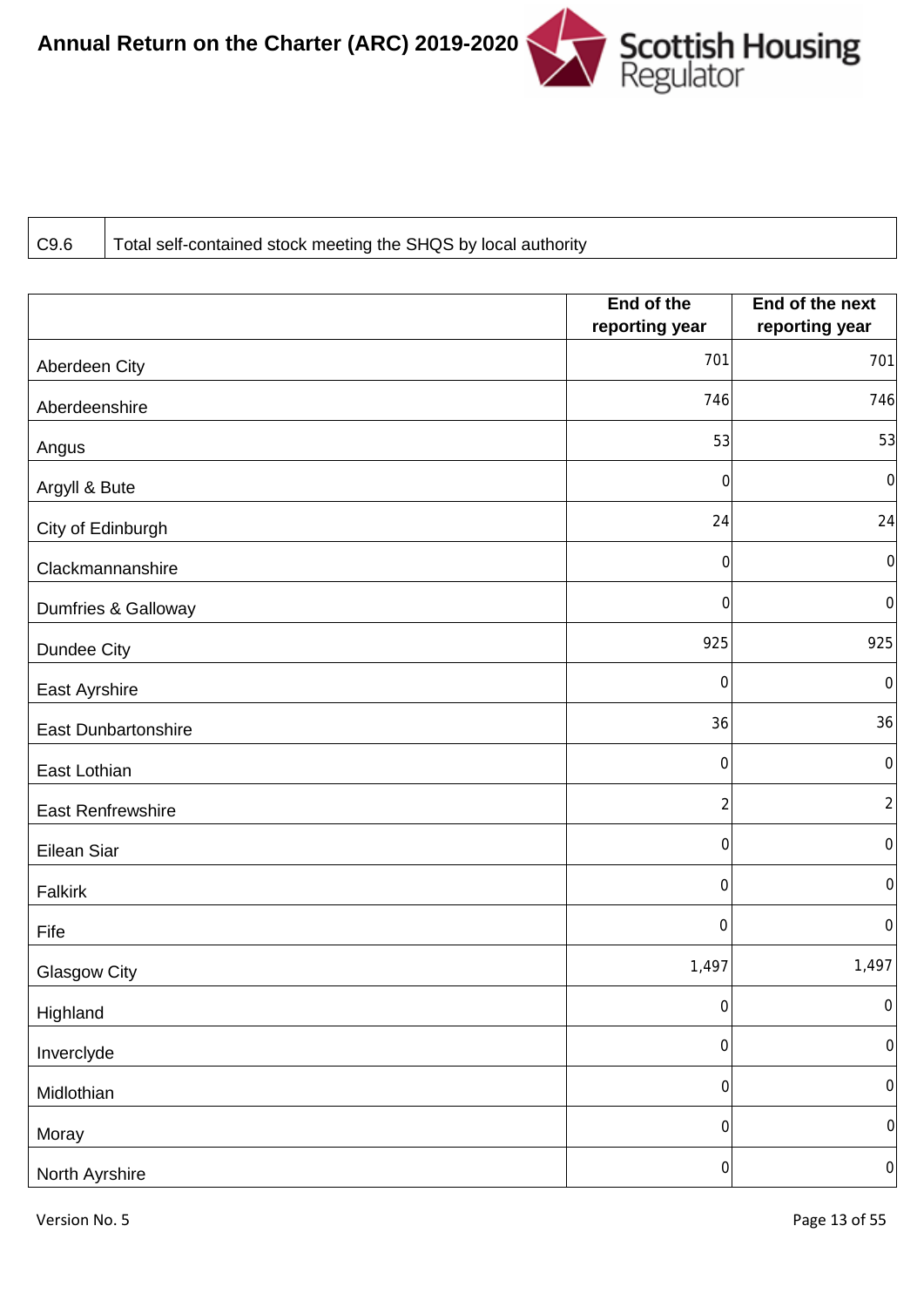| C9.6 | Total self-contained stock meeting the SHQS by local authority |
|---|---|

| | End of the reporting year | End of the next reporting year |
|---|---|---|
| Aberdeen City | 701 | 701 |
| Aberdeenshire | 746 | 746 |
| Angus | 53 | 53 |
| Argyll & Bute | 0 | 0 |
| City of Edinburgh | 24 | 24 |
| Clackmannanshire | 0 | 0 |
| Dumfries & Galloway | 0 | 0 |
| Dundee City | 925 | 925 |
| East Ayrshire | 0 | 0 |
| East Dunbartonshire | 36 | 36 |
| East Lothian | 0 | 0 |
| East Renfrewshire | 2 | 2 |
| Eilean Siar | 0 | 0 |
| Falkirk | 0 | 0 |
| Fife | 0 | 0 |
| Glasgow City | 1,497 | 1,497 |
| Highland | 0 | 0 |
| Inverclyde | 0 | 0 |
| Midlothian | 0 | 0 |
| Moray | 0 | 0 |
| North Ayrshire | 0 | 0 |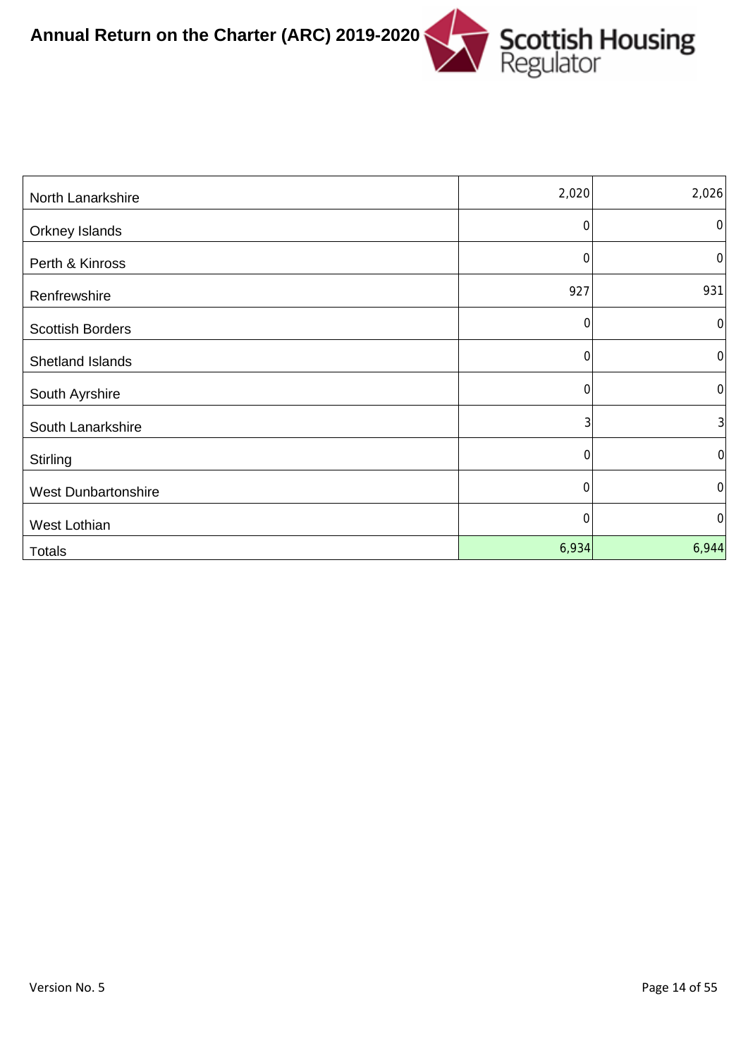| North Lanarkshire | 2,020 | 2,026 |
| --- | --- | --- |
| Orkney Islands | 0 | 0 |
| Perth & Kinross | 0 | 0 |
| Renfrewshire | 927 | 931 |
| Scottish Borders | 0 | 0 |
| Shetland Islands | 0 | 0 |
| South Ayrshire | 0 | 0 |
| South Lanarkshire | 3 | 3 |
| Stirling | 0 | 0 |
| West Dunbartonshire | 0 | 0 |
| West Lothian | 0 | 0 |
| Totals | 6,934 | 6,944 |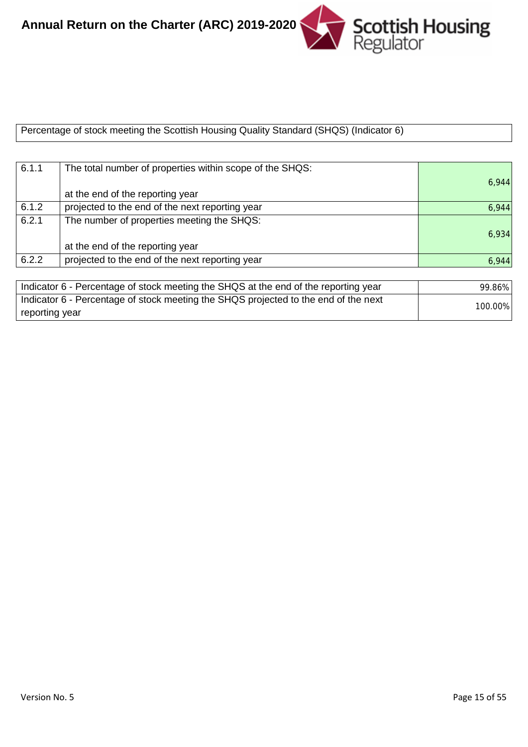Percentage of stock meeting the Scottish Housing Quality Standard (SHQS) (Indicator 6)

| | | |
|---|---|---|
| 6.1.1 | The total number of properties within scope of the SHQS:<br><br>at the end of the reporting year | 6,944 |
| 6.1.2 | projected to the end of the next reporting year | 6,944 |
| 6.2.1 | The number of properties meeting the SHQS:<br><br>at the end of the reporting year | 6,934 |
| 6.2.2 | projected to the end of the next reporting year | 6,944 |

| | |
|---|---|
| Indicator 6 - Percentage of stock meeting the SHQS at the end of the reporting year | 99.86% |
| Indicator 6 - Percentage of stock meeting the SHQS projected to the end of the next reporting year | 100.00% |

Version No. 5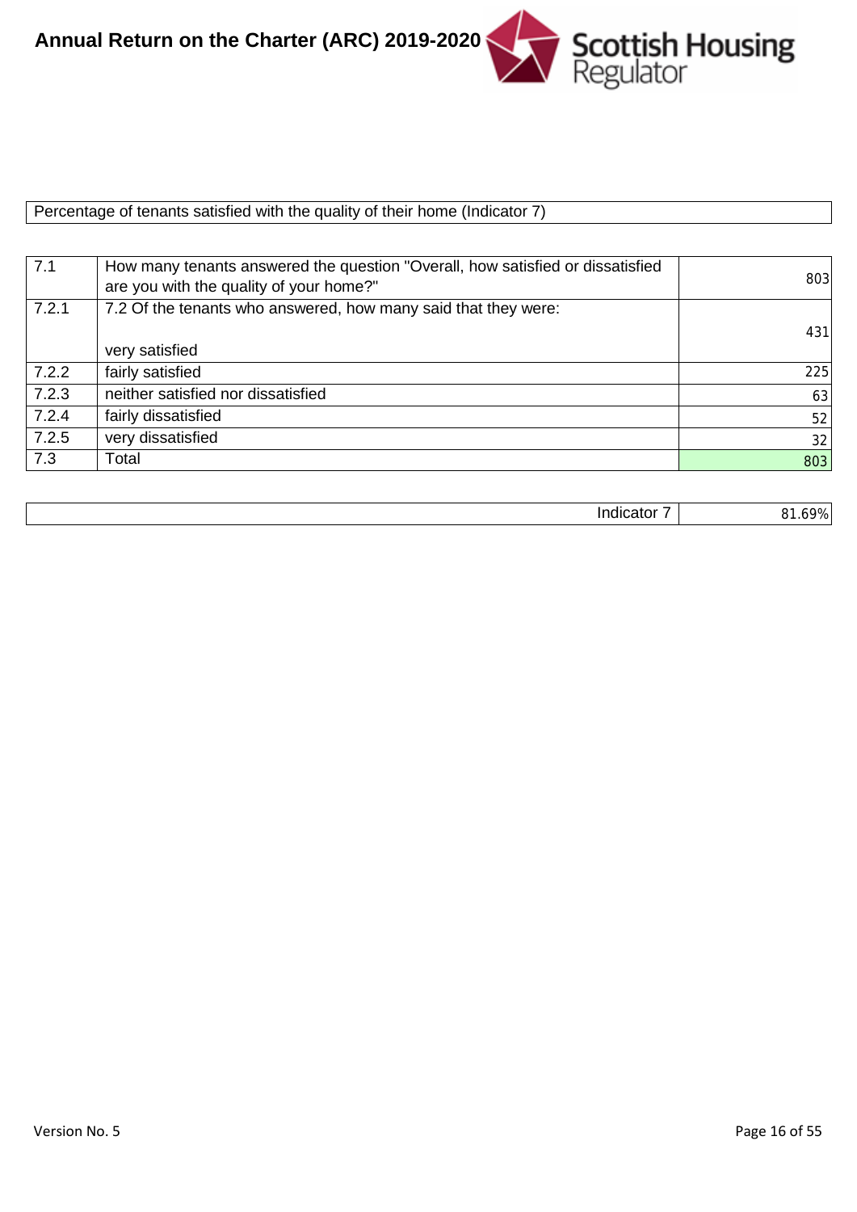Percentage of tenants satisfied with the quality of their home (Indicator 7)

| | | |
|---|---|---|
| 7.1 | How many tenants answered the question "Overall, how satisfied or dissatisfied are you with the quality of your home?" | 803 |
| 7.2.1 | 7.2 Of the tenants who answered, how many said that they were:<br><br>very satisfied | 431 |
| 7.2.2 | fairly satisfied | 225 |
| 7.2.3 | neither satisfied nor dissatisfied | 63 |
| 7.2.4 | fairly dissatisfied | 52 |
| 7.2.5 | very dissatisfied | 32 |
| 7.3 | Total | 803 |

| | |
|---|---|
| Indicator 7 | 81.69% |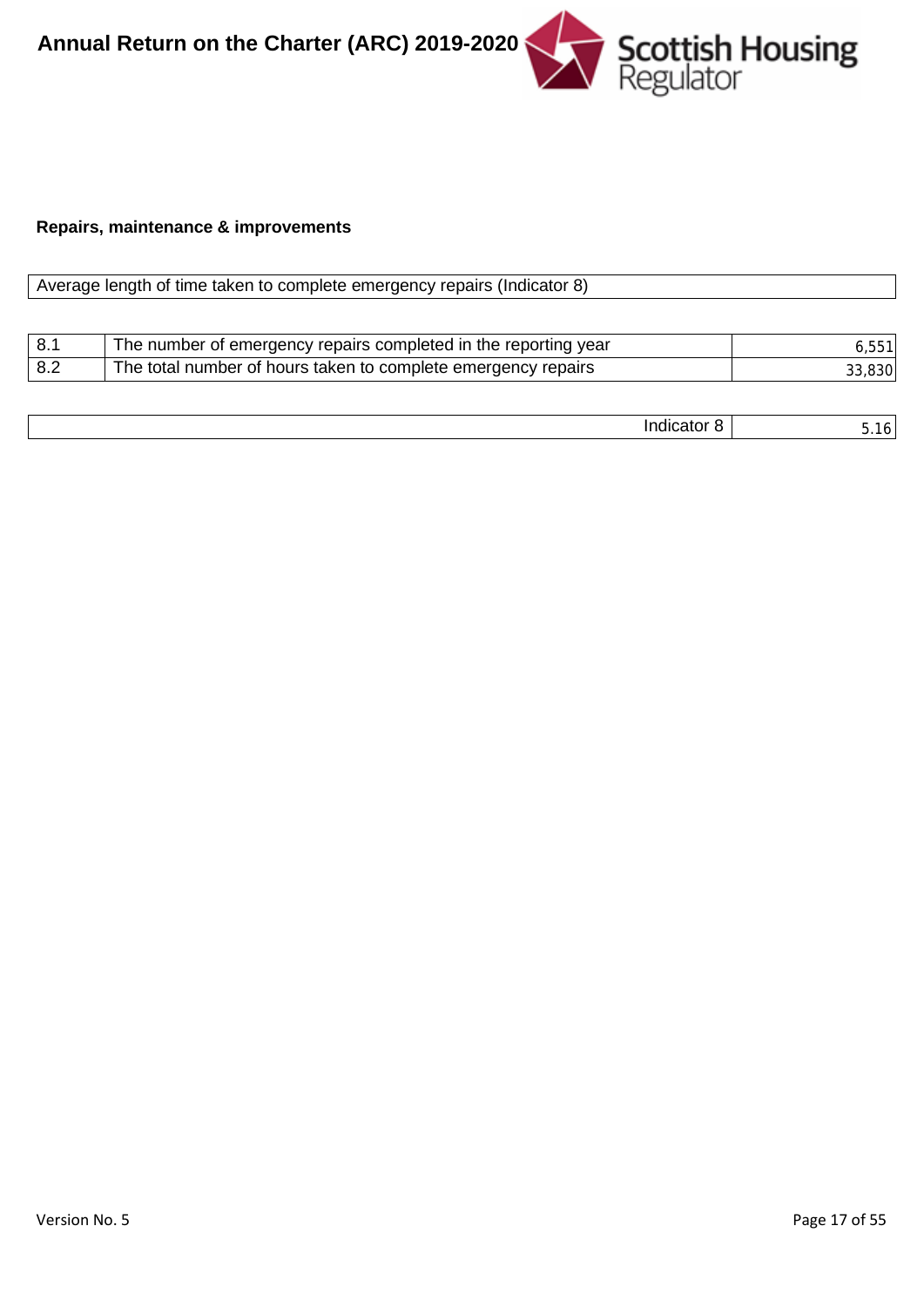**Repairs, maintenance & improvements**

| Average length of time taken to complete emergency repairs (Indicator 8) |
|---|

| | | |
|---|---|---|
| 8.1 | The number of emergency repairs completed in the reporting year | 6,551 |
| 8.2 | The total number of hours taken to complete emergency repairs | 33,830 |

| | |
|---|---|
| Indicator 8 | 5.16 |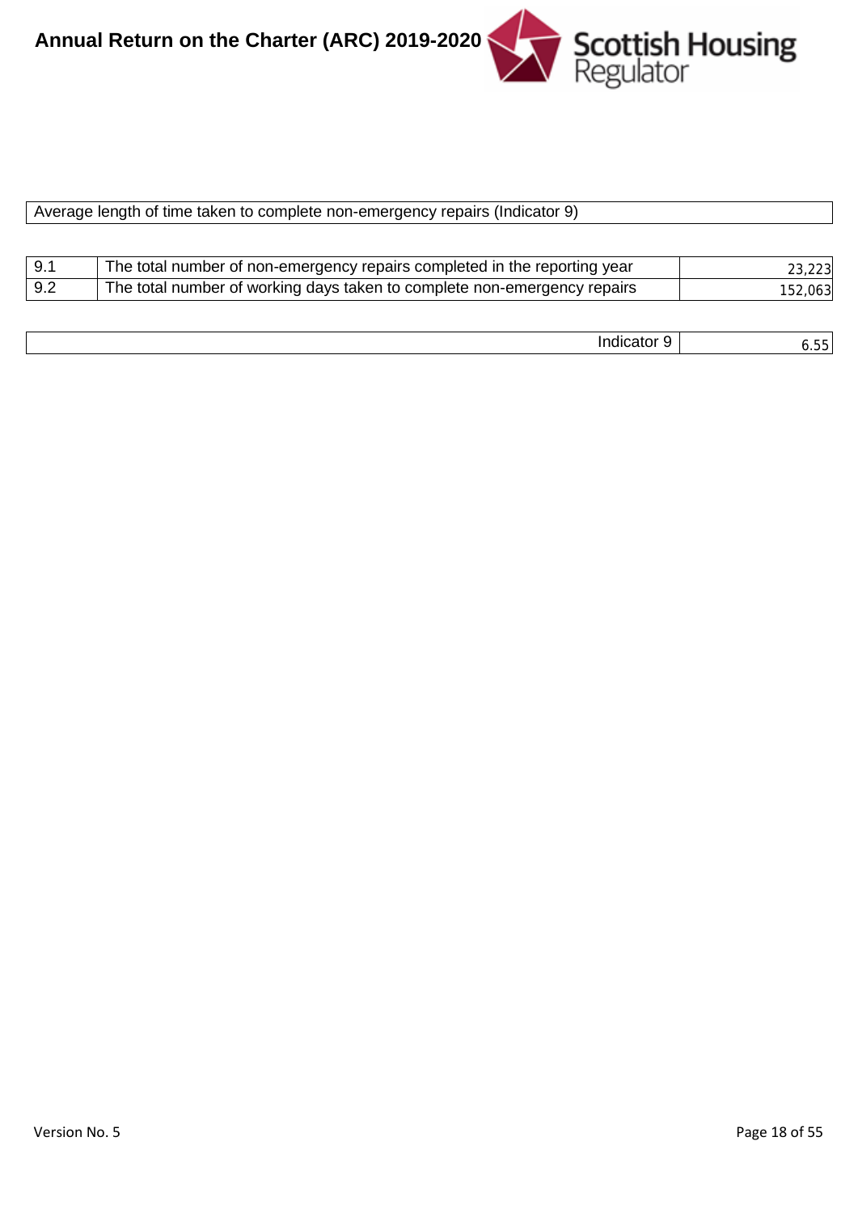Average length of time taken to complete non-emergency repairs (Indicator 9)

| | | |
|---|---|---|
| 9.1 | The total number of non-emergency repairs completed in the reporting year | 23,223 |
| 9.2 | The total number of working days taken to complete non-emergency repairs | 152,063 |

| | |
|---|---|
| Indicator 9 | 6.55 |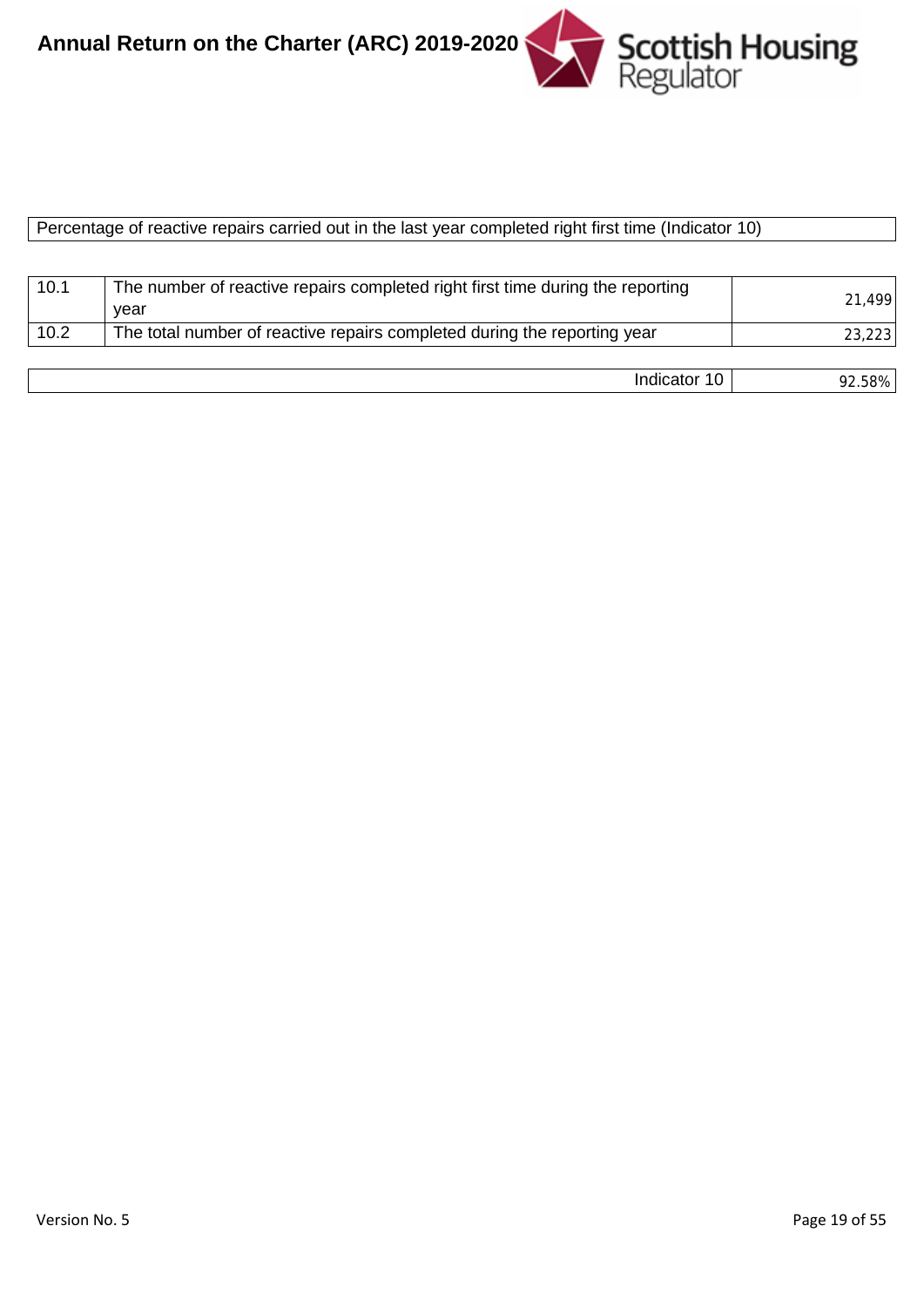Percentage of reactive repairs carried out in the last year completed right first time (Indicator 10)

| | | |
|---|---|---|
| 10.1 | The number of reactive repairs completed right first time during the reporting year | 21,499 |
| 10.2 | The total number of reactive repairs completed during the reporting year | 23,223 |

| | |
|---|---|
| Indicator 10 | 92.58% |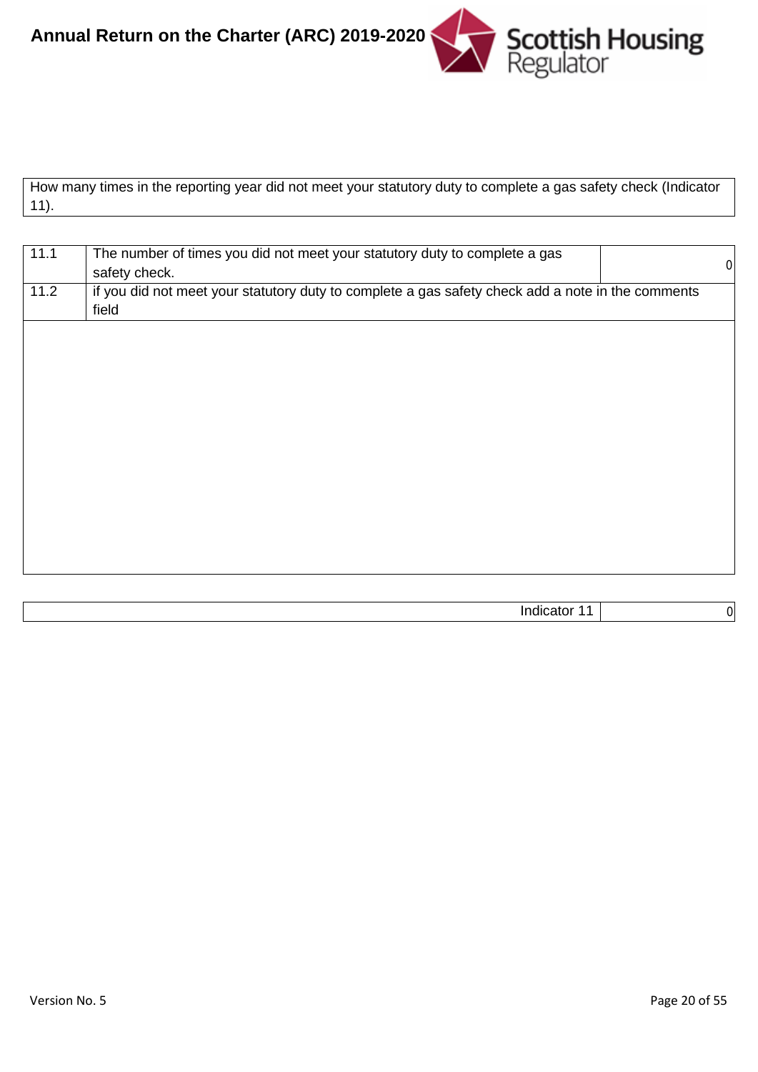How many times in the reporting year did not meet your statutory duty to complete a gas safety check (Indicator 11).

| | | |
|---|---|---|
| 11.1 | The number of times you did not meet your statutory duty to complete a gas safety check. | 0 |
| 11.2 | if you did not meet your statutory duty to complete a gas safety check add a note in the comments field | |

| | |
|---|---|
| Indicator 11 | 0 |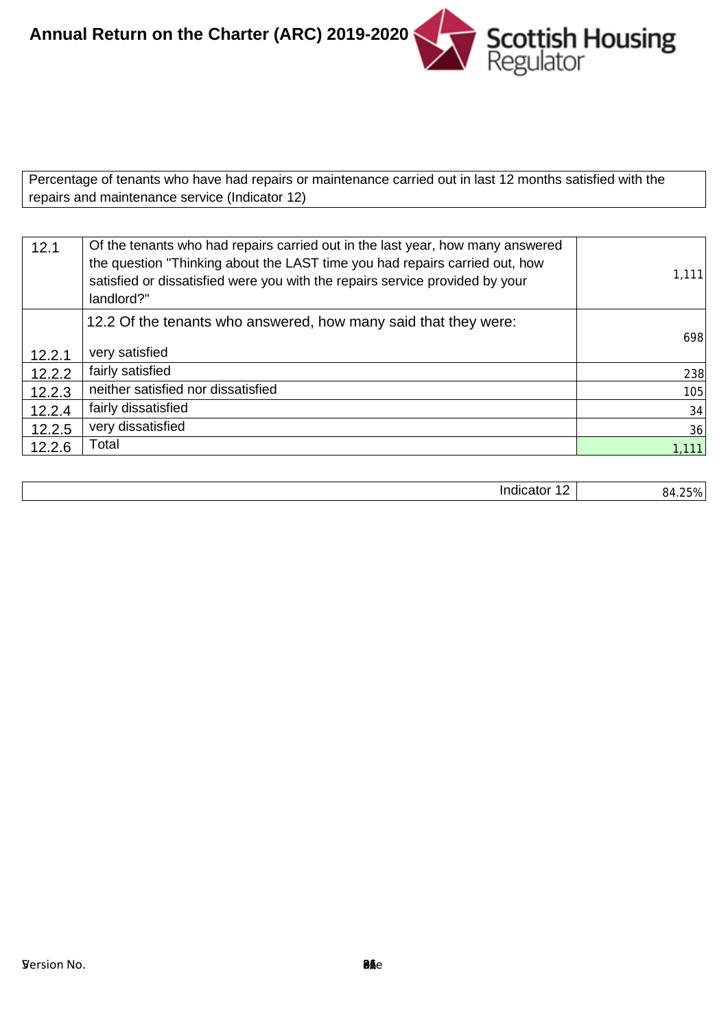Percentage of tenants who have had repairs or maintenance carried out in last 12 months satisfied with the repairs and maintenance service (Indicator 12)

| | | |
|---|---|---|
| 12.1 | Of the tenants who had repairs carried out in the last year, how many answered the question "Thinking about the LAST time you had repairs carried out, how satisfied or dissatisfied were you with the repairs service provided by your landlord?" | 1,111 |
| | 12.2 Of the tenants who answered, how many said that they were: | |
| 12.2.1 | very satisfied | 698 |
| 12.2.2 | fairly satisfied | 238 |
| 12.2.3 | neither satisfied nor dissatisfied | 105 |
| 12.2.4 | fairly dissatisfied | 34 |
| 12.2.5 | very dissatisfied | 36 |
| 12.2.6 | Total | 1,111 |

| | |
|---|---|
| Indicator 12 | 84.25% |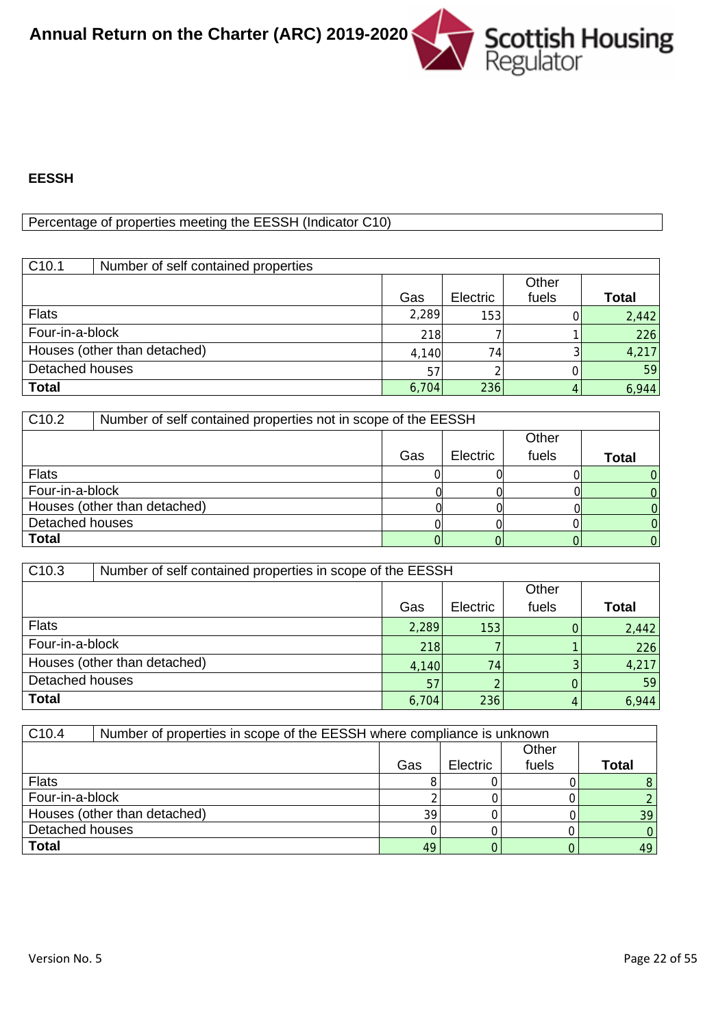## EESSH

Percentage of properties meeting the EESSH (Indicator C10)

| C10.1 | Number of self contained properties | | | |
|---|---|---|---|---|
| | Gas | Electric | Other fuels | **Total** |
| Flats | 2,289 | 153 | 0 | 2,442 |
| Four-in-a-block | 218 | 7 | 1 | 226 |
| Houses (other than detached) | 4,140 | 74 | 3 | 4,217 |
| Detached houses | 57 | 2 | 0 | 59 |
| **Total** | 6,704 | 236 | 4 | 6,944 |

| C10.2 | Number of self contained properties not in scope of the EESSH | | | |
|---|---|---|---|---|
| | Gas | Electric | Other fuels | **Total** |
| Flats | 0 | 0 | 0 | 0 |
| Four-in-a-block | 0 | 0 | 0 | 0 |
| Houses (other than detached) | 0 | 0 | 0 | 0 |
| Detached houses | 0 | 0 | 0 | 0 |
| **Total** | 0 | 0 | 0 | 0 |

| C10.3 | Number of self contained properties in scope of the EESSH | | | |
|---|---|---|---|---|
| | Gas | Electric | Other fuels | **Total** |
| Flats | 2,289 | 153 | 0 | 2,442 |
| Four-in-a-block | 218 | 7 | 1 | 226 |
| Houses (other than detached) | 4,140 | 74 | 3 | 4,217 |
| Detached houses | 57 | 2 | 0 | 59 |
| **Total** | 6,704 | 236 | 4 | 6,944 |

| C10.4 | Number of properties in scope of the EESSH where compliance is unknown | | | |
|---|---|---|---|---|
| | Gas | Electric | Other fuels | **Total** |
| Flats | 8 | 0 | 0 | 8 |
| Four-in-a-block | 2 | 0 | 0 | 2 |
| Houses (other than detached) | 39 | 0 | 0 | 39 |
| Detached houses | 0 | 0 | 0 | 0 |
| **Total** | 49 | 0 | 0 | 49 |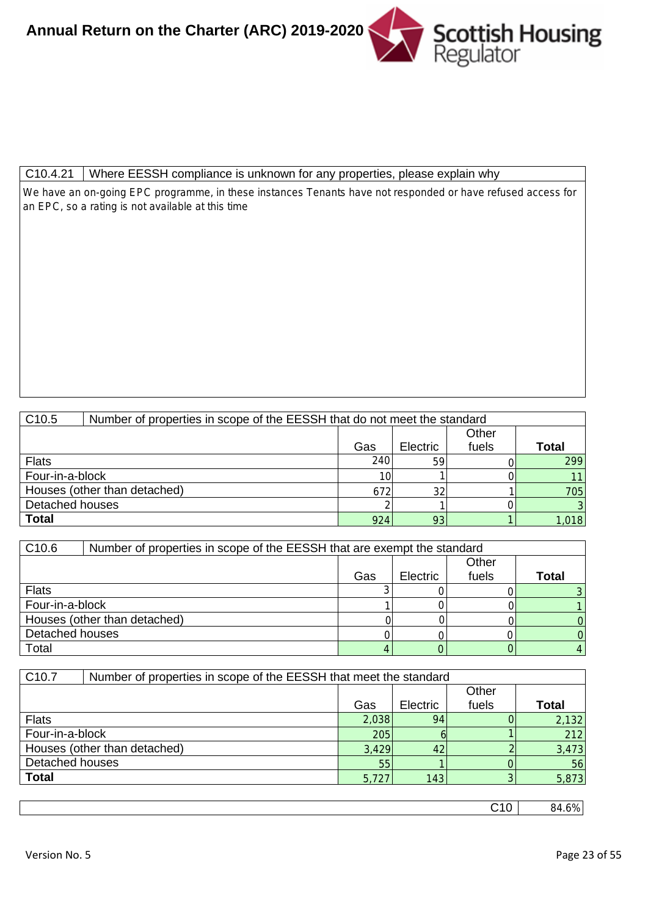| C10.4.21 | Where EESSH compliance is unknown for any properties, please explain why |
|---|---|

We have an on-going EPC programme, in these instances Tenants have not responded or have refused access for an EPC, so a rating is not available at this time

| C10.5 | Number of properties in scope of the EESSH that do not meet the standard | | | |
|---|---|---|---|---|
| | Gas | Electric | Other fuels | **Total** |
| Flats | 240 | 59 | 0 | 299 |
| Four-in-a-block | 10 | 1 | 0 | 11 |
| Houses (other than detached) | 672 | 32 | 1 | 705 |
| Detached houses | 2 | 1 | 0 | 3 |
| **Total** | 924 | 93 | 1 | 1,018 |

| C10.6 | Number of properties in scope of the EESSH that are exempt the standard | | | |
|---|---|---|---|---|
| | Gas | Electric | Other fuels | **Total** |
| Flats | 3 | 0 | 0 | 3 |
| Four-in-a-block | 1 | 0 | 0 | 1 |
| Houses (other than detached) | 0 | 0 | 0 | 0 |
| Detached houses | 0 | 0 | 0 | 0 |
| Total | 4 | 0 | 0 | 4 |

| C10.7 | Number of properties in scope of the EESSH that meet the standard | | | |
|---|---|---|---|---|
| | Gas | Electric | Other fuels | **Total** |
| Flats | 2,038 | 94 | 0 | 2,132 |
| Four-in-a-block | 205 | 6 | 1 | 212 |
| Houses (other than detached) | 3,429 | 42 | 2 | 3,473 |
| Detached houses | 55 | 1 | 0 | 56 |
| **Total** | 5,727 | 143 | 3 | 5,873 |

| | C10 | 84.6% |
|---|---|---|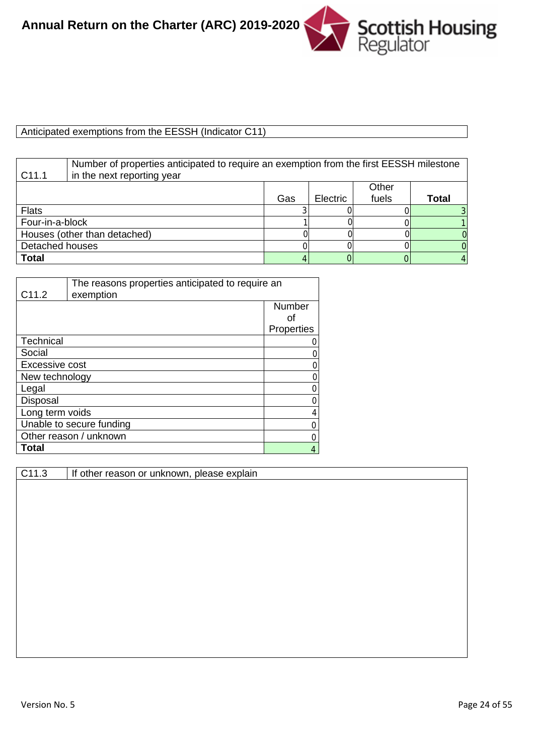Anticipated exemptions from the EESSH (Indicator C11)

| C11.1 | Number of properties anticipated to require an exemption from the first EESSH milestone in the next reporting year | | | |
|---|---|---|---|---|
| | Gas | Electric | Other fuels | **Total** |
| Flats | 3 | 0 | 0 | 3 |
| Four-in-a-block | 1 | 0 | 0 | 1 |
| Houses (other than detached) | 0 | 0 | 0 | 0 |
| Detached houses | 0 | 0 | 0 | 0 |
| **Total** | 4 | 0 | 0 | 4 |

| C11.2 | The reasons properties anticipated to require an exemption |
|---|---|
| | Number of Properties |
| Technical | 0 |
| Social | 0 |
| Excessive cost | 0 |
| New technology | 0 |
| Legal | 0 |
| Disposal | 0 |
| Long term voids | 4 |
| Unable to secure funding | 0 |
| Other reason / unknown | 0 |
| **Total** | 4 |

| C11.3 | If other reason or unknown, please explain |
|---|---|
| | |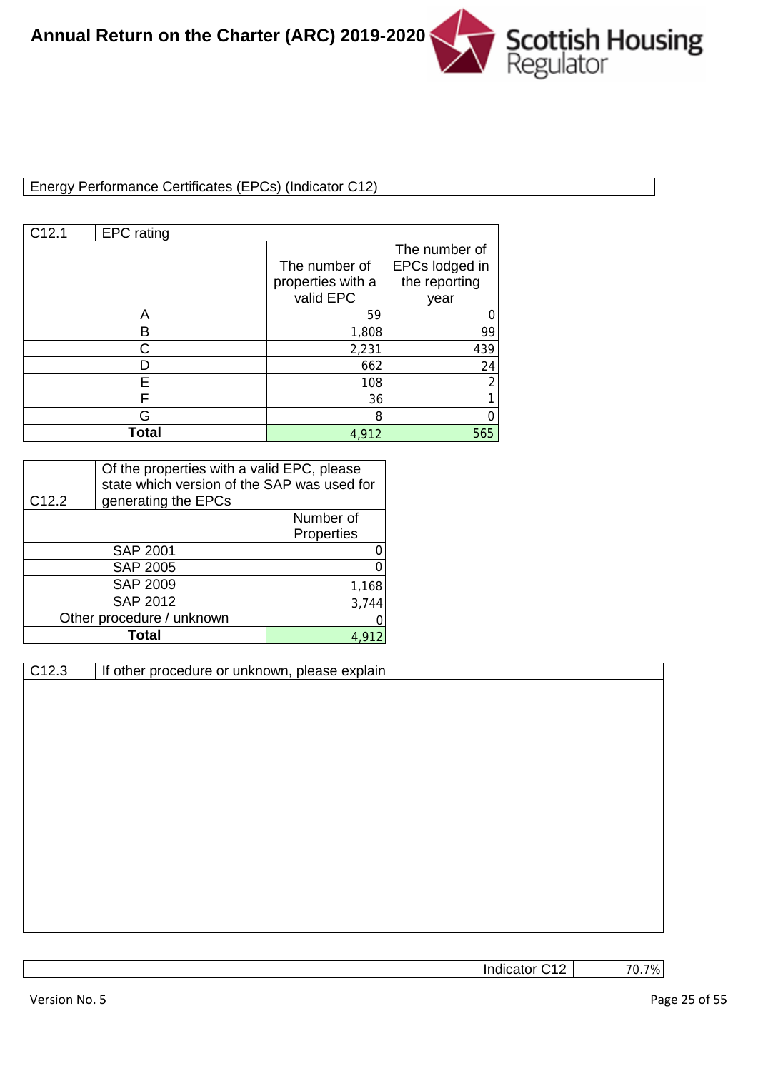Energy Performance Certificates (EPCs) (Indicator C12)

| C12.1 | EPC rating | |
|---|---|---|
| | The number of properties with a valid EPC | The number of EPCs lodged in the reporting year |
| A | 59 | 0 |
| B | 1,808 | 99 |
| C | 2,231 | 439 |
| D | 662 | 24 |
| E | 108 | 2 |
| F | 36 | 1 |
| G | 8 | 0 |
| **Total** | 4,912 | 565 |

| C12.2 | Of the properties with a valid EPC, please state which version of the SAP was used for generating the EPCs |
|---|---|
| | Number of Properties |
| SAP 2001 | 0 |
| SAP 2005 | 0 |
| SAP 2009 | 1,168 |
| SAP 2012 | 3,744 |
| Other procedure / unknown | 0 |
| **Total** | 4,912 |

| C12.3 | If other procedure or unknown, please explain |
|---|---|
| | |

| Indicator C12 | 70.7% |
|---|---|

Version No. 5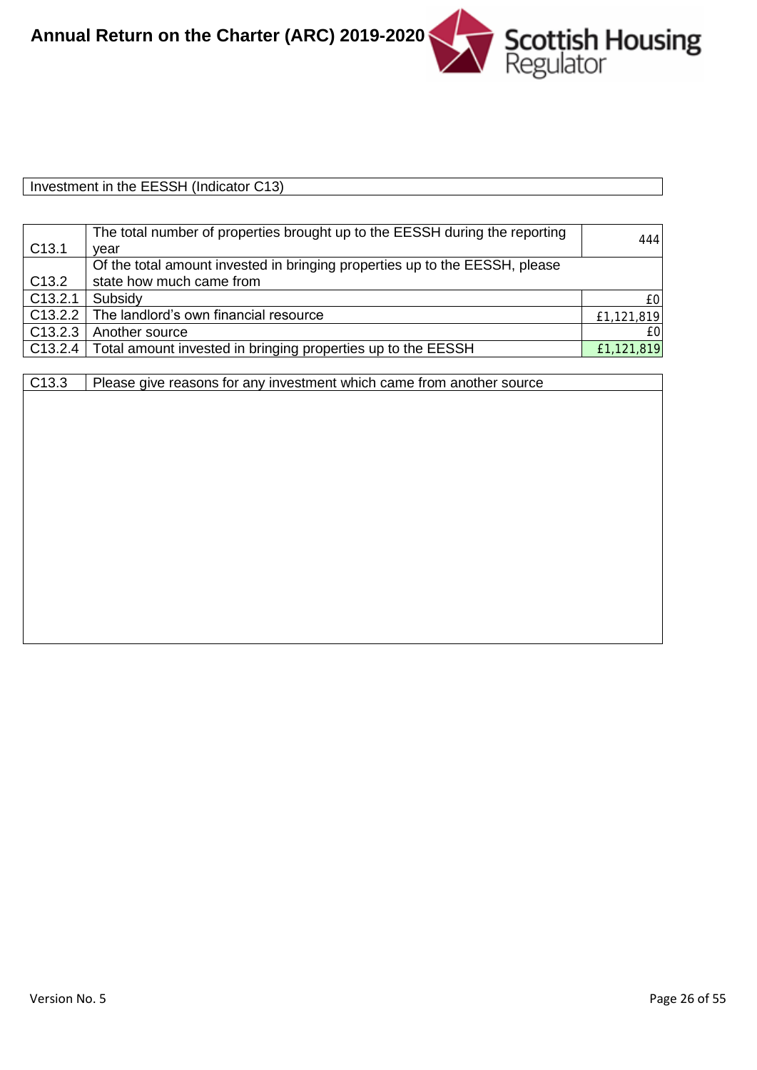Investment in the EESSH (Indicator C13)

| | | |
|---|---|---|
| C13.1 | The total number of properties brought up to the EESSH during the reporting year | 444 |
| C13.2 | Of the total amount invested in bringing properties up to the EESSH, please state how much came from | |
| C13.2.1 | Subsidy | £0 |
| C13.2.2 | The landlord's own financial resource | £1,121,819 |
| C13.2.3 | Another source | £0 |
| C13.2.4 | Total amount invested in bringing properties up to the EESSH | £1,121,819 |

| | |
|---|---|
| C13.3 | Please give reasons for any investment which came from another source |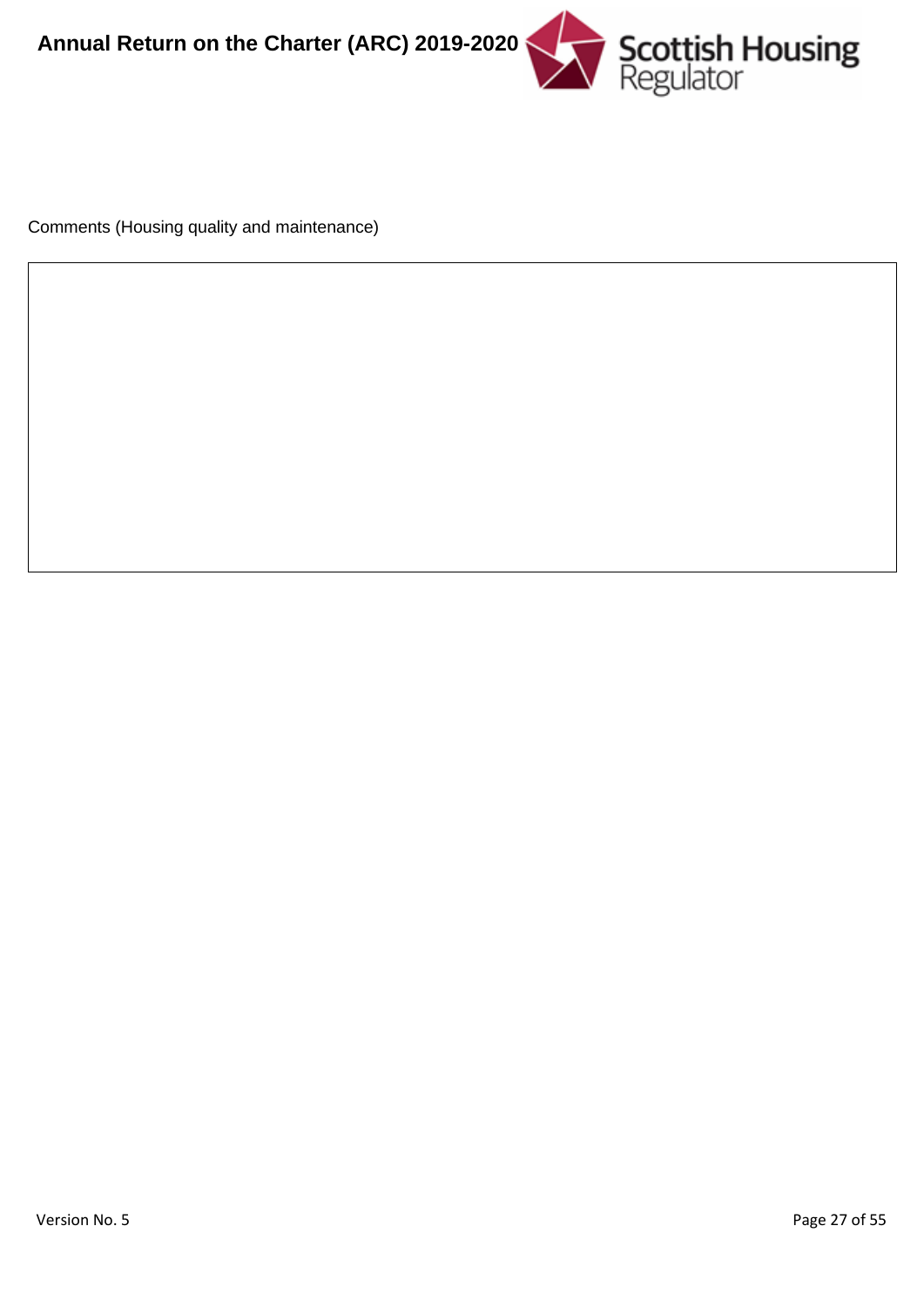Comments (Housing quality and maintenance)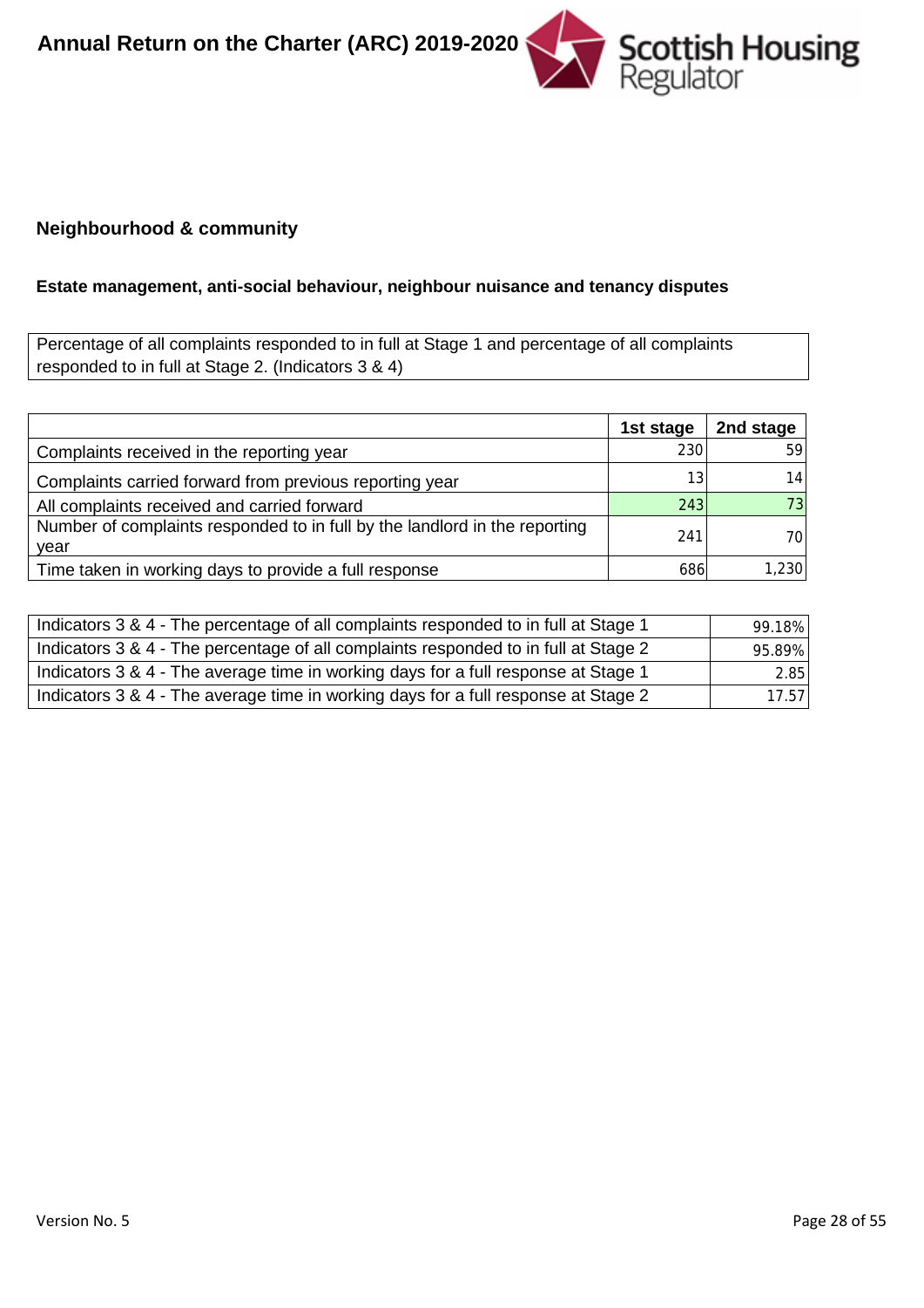## Neighbourhood & community

### Estate management, anti-social behaviour, neighbour nuisance and tenancy disputes

Percentage of all complaints responded to in full at Stage 1 and percentage of all complaints responded to in full at Stage 2. (Indicators 3 & 4)

| | 1st stage | 2nd stage |
|---|---|---|
| Complaints received in the reporting year | 230 | 59 |
| Complaints carried forward from previous reporting year | 13 | 14 |
| All complaints received and carried forward | 243 | 73 |
| Number of complaints responded to in full by the landlord in the reporting year | 241 | 70 |
| Time taken in working days to provide a full response | 686 | 1,230 |

| | |
|---|---|
| Indicators 3 & 4 - The percentage of all complaints responded to in full at Stage 1 | 99.18% |
| Indicators 3 & 4 - The percentage of all complaints responded to in full at Stage 2 | 95.89% |
| Indicators 3 & 4 - The average time in working days for a full response at Stage 1 | 2.85 |
| Indicators 3 & 4 - The average time in working days for a full response at Stage 2 | 17.57 |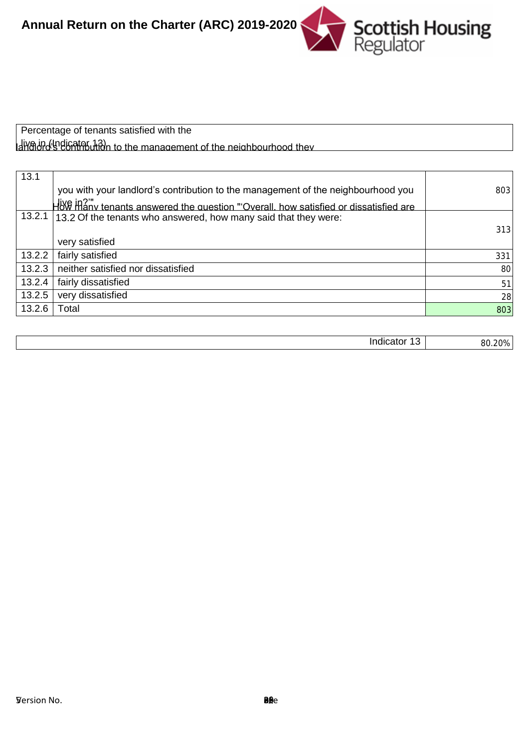| Percentage of tenants satisfied with the landlord's contribution to the management of the neighbourhood they live in (Indicator 13) |
|---|

| | | |
|---|---|---|
| 13.1 | How many tenants answered the question "'Overall, how satisfied or dissatisfied are you with your landlord's contribution to the management of the neighbourhood you live in?'" | 803 |
| 13.2.1 | 13.2 Of the tenants who answered, how many said that they were: very satisfied | 313 |
| 13.2.2 | fairly satisfied | 331 |
| 13.2.3 | neither satisfied nor dissatisfied | 80 |
| 13.2.4 | fairly dissatisfied | 51 |
| 13.2.5 | very dissatisfied | 28 |
| 13.2.6 | Total | 803 |

| | |
|---|---|
| Indicator 13 | 80.20% |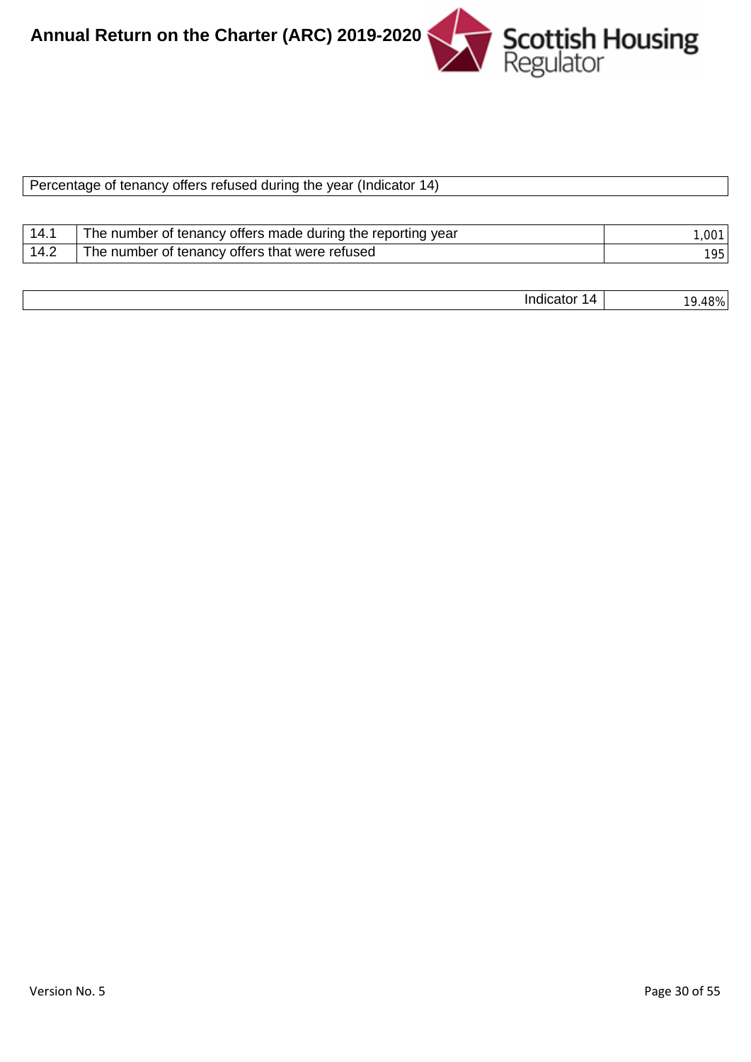Percentage of tenancy offers refused during the year (Indicator 14)

| | | |
|---|---|---|
| 14.1 | The number of tenancy offers made during the reporting year | 1,001 |
| 14.2 | The number of tenancy offers that were refused | 195 |

| | |
|---|---|
| Indicator 14 | 19.48% |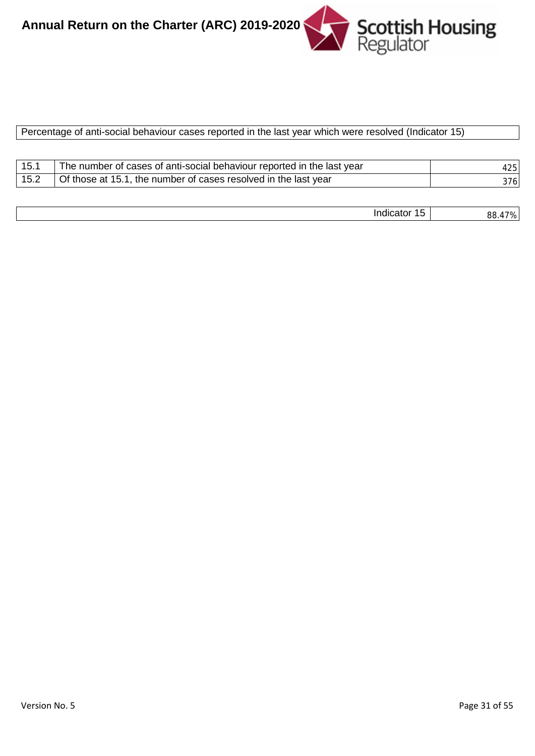Percentage of anti-social behaviour cases reported in the last year which were resolved (Indicator 15)

| | | |
|---|---|---|
| 15.1 | The number of cases of anti-social behaviour reported in the last year | 425 |
| 15.2 | Of those at 15.1, the number of cases resolved in the last year | 376 |

| | |
|---|---|
| Indicator 15 | 88.47% |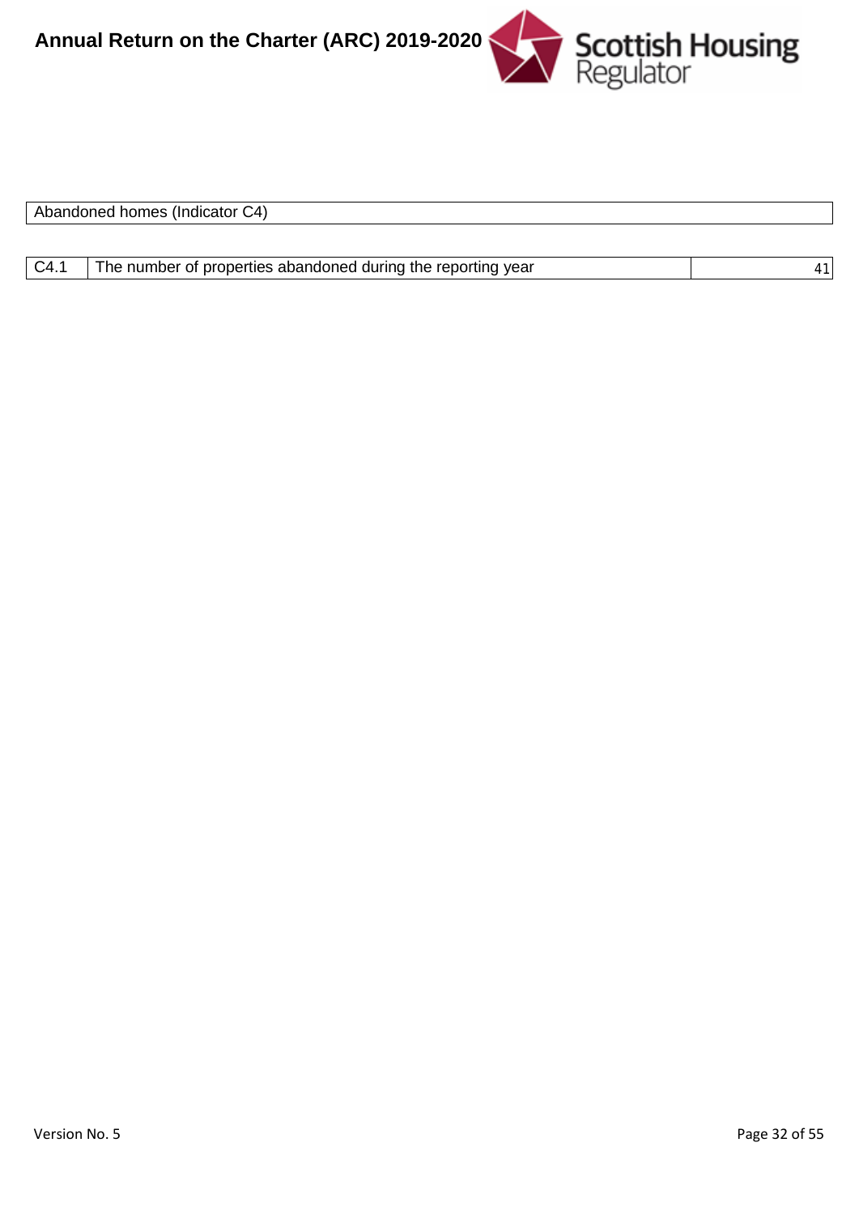| Abandoned homes (Indicator C4) | | |
|---|---|---|
| C4.1 | The number of properties abandoned during the reporting year | 41 |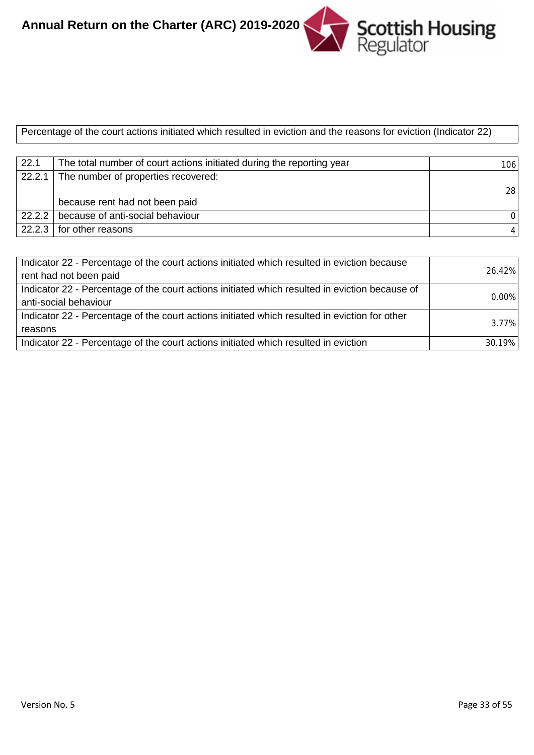Percentage of the court actions initiated which resulted in eviction and the reasons for eviction (Indicator 22)

| | | |
|---|---|---|
| 22.1 | The total number of court actions initiated during the reporting year | 106 |
| 22.2.1 | The number of properties recovered:<br><br>because rent had not been paid | 28 |
| 22.2.2 | because of anti-social behaviour | 0 |
| 22.2.3 | for other reasons | 4 |

| | |
|---|---|
| Indicator 22 - Percentage of the court actions initiated which resulted in eviction because rent had not been paid | 26.42% |
| Indicator 22 - Percentage of the court actions initiated which resulted in eviction because of anti-social behaviour | 0.00% |
| Indicator 22 - Percentage of the court actions initiated which resulted in eviction for other reasons | 3.77% |
| Indicator 22 - Percentage of the court actions initiated which resulted in eviction | 30.19% |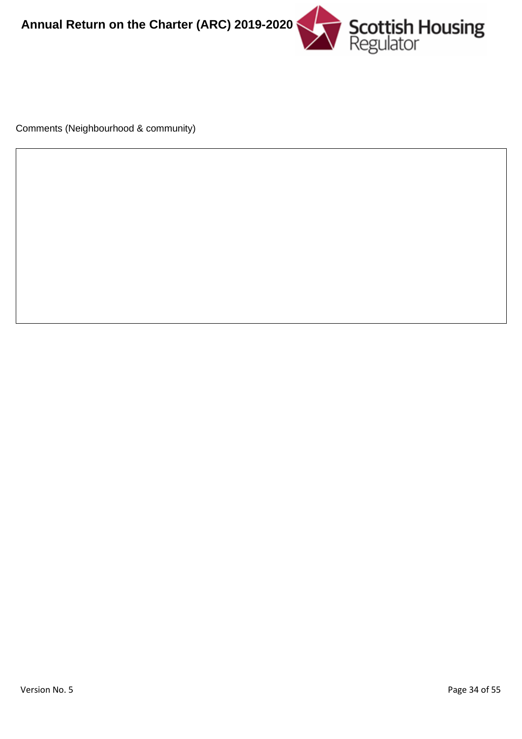Comments (Neighbourhood & community)

|  |
|---|
|  |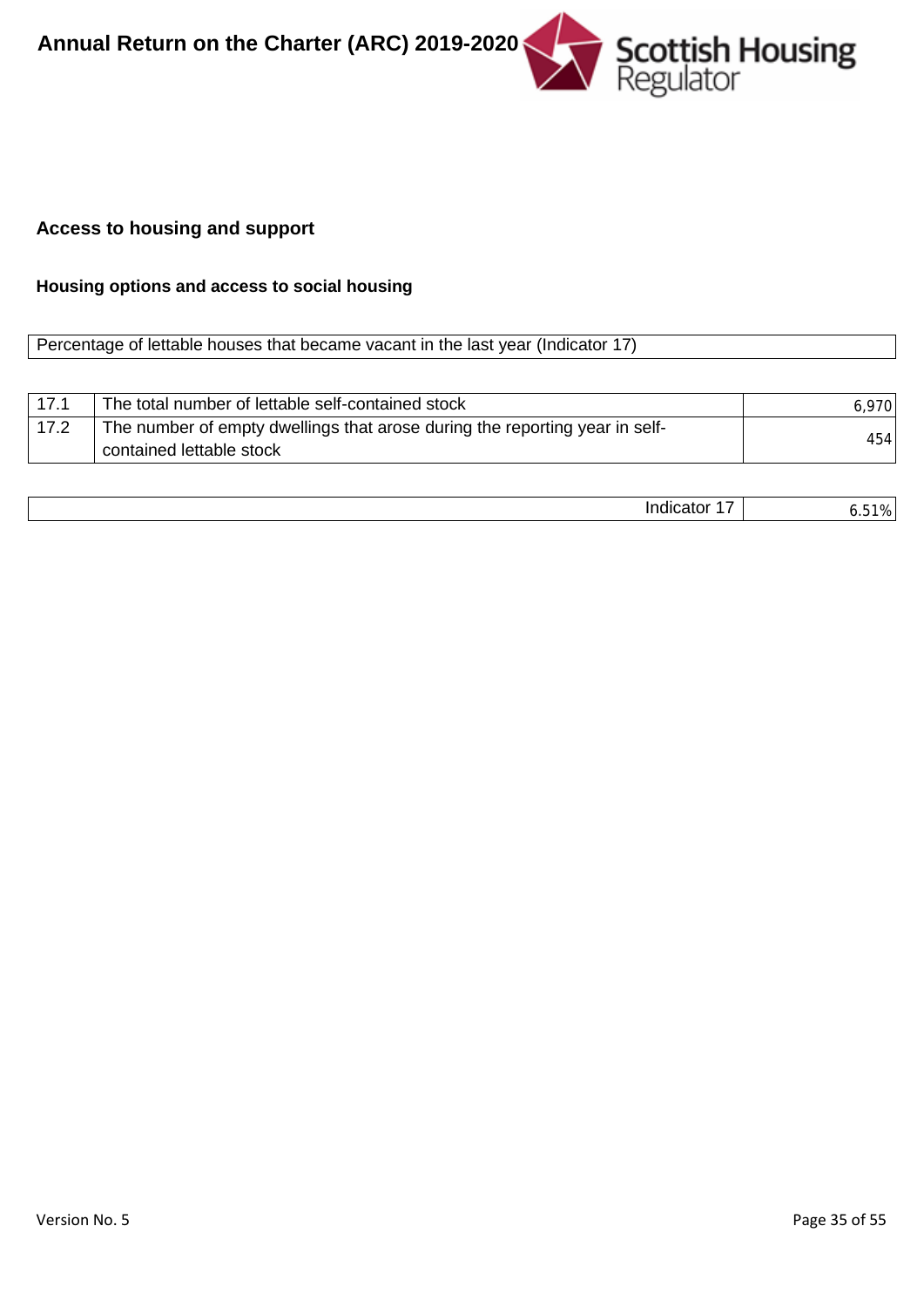## Access to housing and support

### Housing options and access to social housing

| Percentage of lettable houses that became vacant in the last year (Indicator 17) |
|---|

| | | |
|---|---|---|
| 17.1 | The total number of lettable self-contained stock | 6,970 |
| 17.2 | The number of empty dwellings that arose during the reporting year in self-contained lettable stock | 454 |

| | |
|---|---|
| Indicator 17 | 6.51% |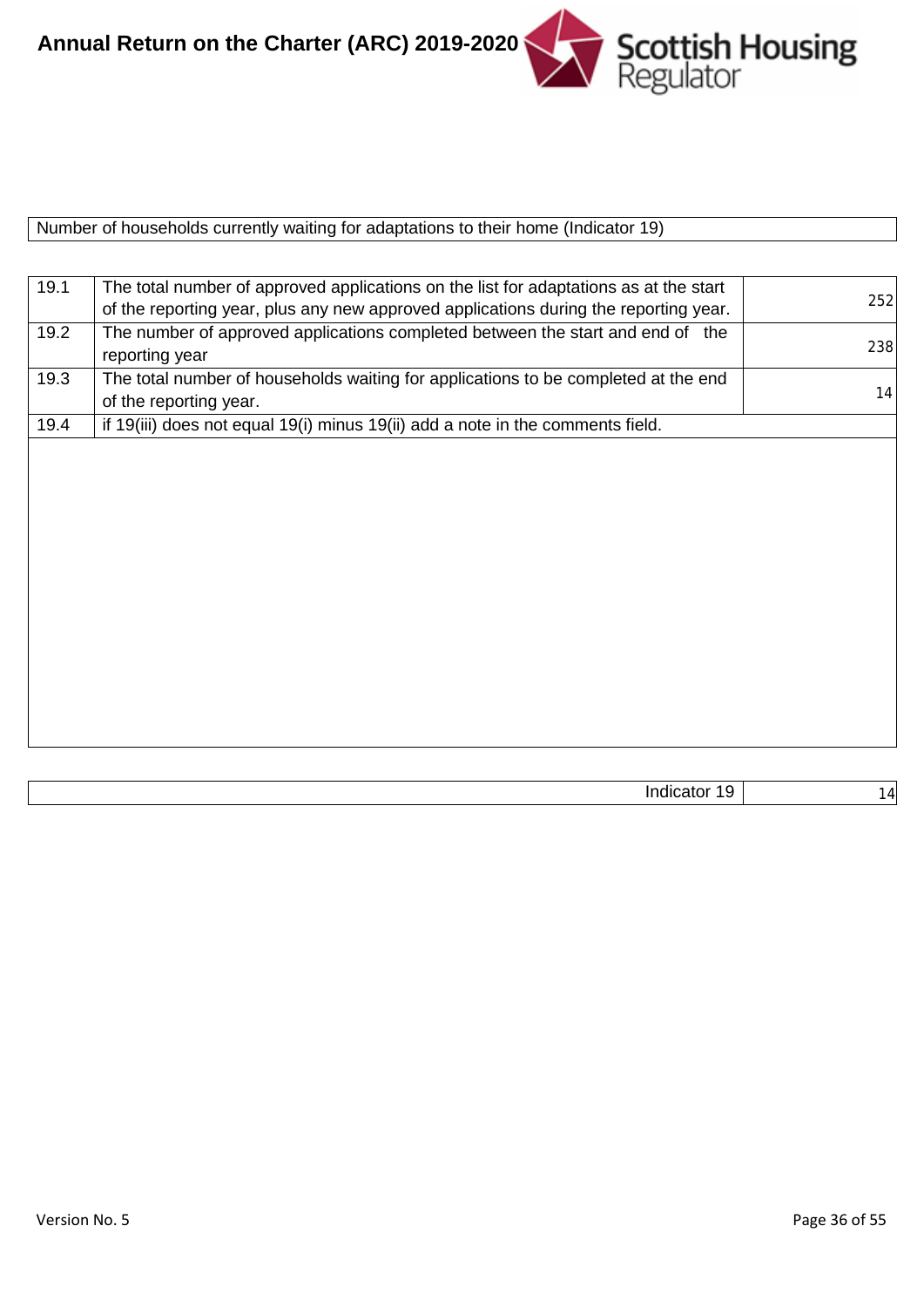Number of households currently waiting for adaptations to their home (Indicator 19)

| | | |
|---|---|---|
| 19.1 | The total number of approved applications on the list for adaptations as at the start of the reporting year, plus any new approved applications during the reporting year. | 252 |
| 19.2 | The number of approved applications completed between the start and end of the reporting year | 238 |
| 19.3 | The total number of households waiting for applications to be completed at the end of the reporting year. | 14 |
| 19.4 | if 19(iii) does not equal 19(i) minus 19(ii) add a note in the comments field. | |

| | |
|---|---|
| Indicator 19 | 14 |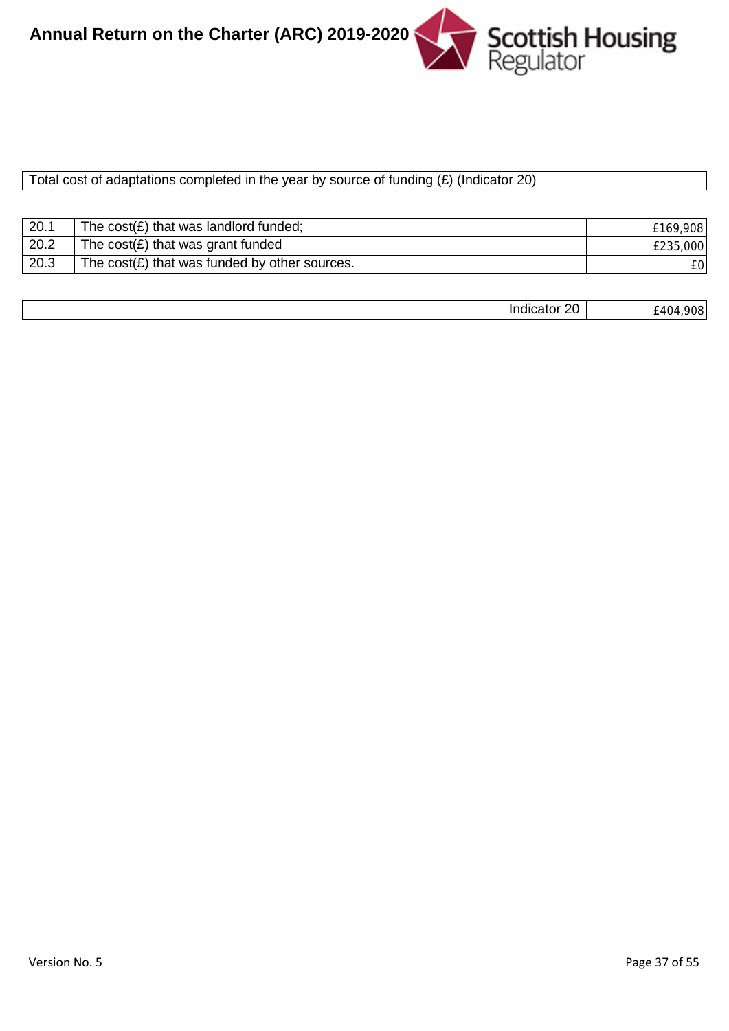Total cost of adaptations completed in the year by source of funding (£) (Indicator 20)

| | | |
|---|---|---|
| 20.1 | The cost(£) that was landlord funded; | £169,908 |
| 20.2 | The cost(£) that was grant funded | £235,000 |
| 20.3 | The cost(£) that was funded by other sources. | £0 |

| | |
|---|---|
| Indicator 20 | £404,908 |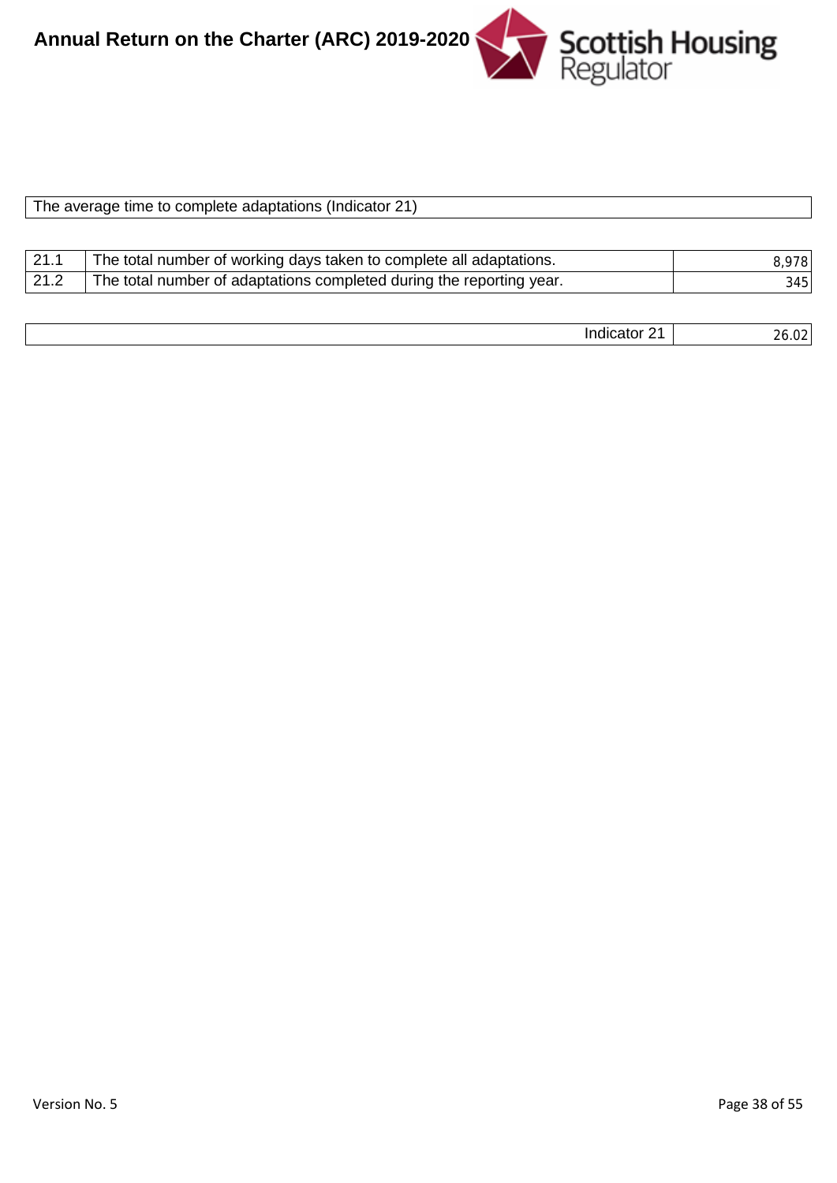The average time to complete adaptations (Indicator 21)

| | | |
|---|---|---|
| 21.1 | The total number of working days taken to complete all adaptations. | 8,978 |
| 21.2 | The total number of adaptations completed during the reporting year. | 345 |

| | |
|---|---|
| Indicator 21 | 26.02 |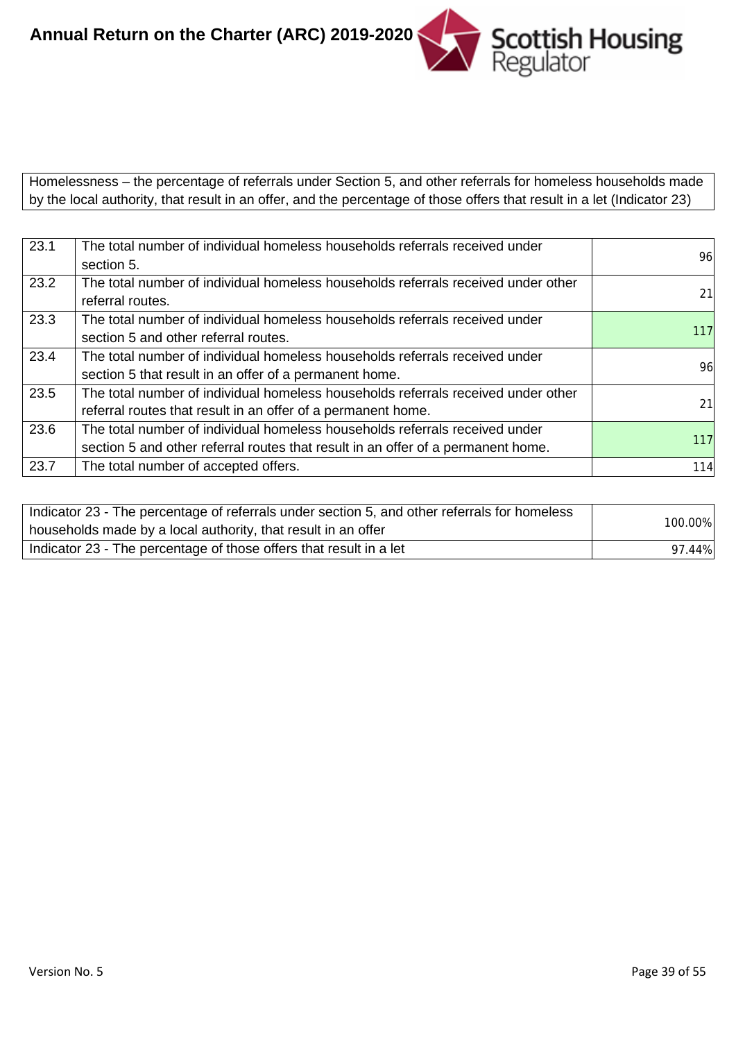Homelessness – the percentage of referrals under Section 5, and other referrals for homeless households made by the local authority, that result in an offer, and the percentage of those offers that result in a let (Indicator 23)

| | | |
|---|---|---|
| 23.1 | The total number of individual homeless households referrals received under section 5. | 96 |
| 23.2 | The total number of individual homeless households referrals received under other referral routes. | 21 |
| 23.3 | The total number of individual homeless households referrals received under section 5 and other referral routes. | 117 |
| 23.4 | The total number of individual homeless households referrals received under section 5 that result in an offer of a permanent home. | 96 |
| 23.5 | The total number of individual homeless households referrals received under other referral routes that result in an offer of a permanent home. | 21 |
| 23.6 | The total number of individual homeless households referrals received under section 5 and other referral routes that result in an offer of a permanent home. | 117 |
| 23.7 | The total number of accepted offers. | 114 |

| | |
|---|---|
| Indicator 23 - The percentage of referrals under section 5, and other referrals for homeless households made by a local authority, that result in an offer | 100.00% |
| Indicator 23 - The percentage of those offers that result in a let | 97.44% |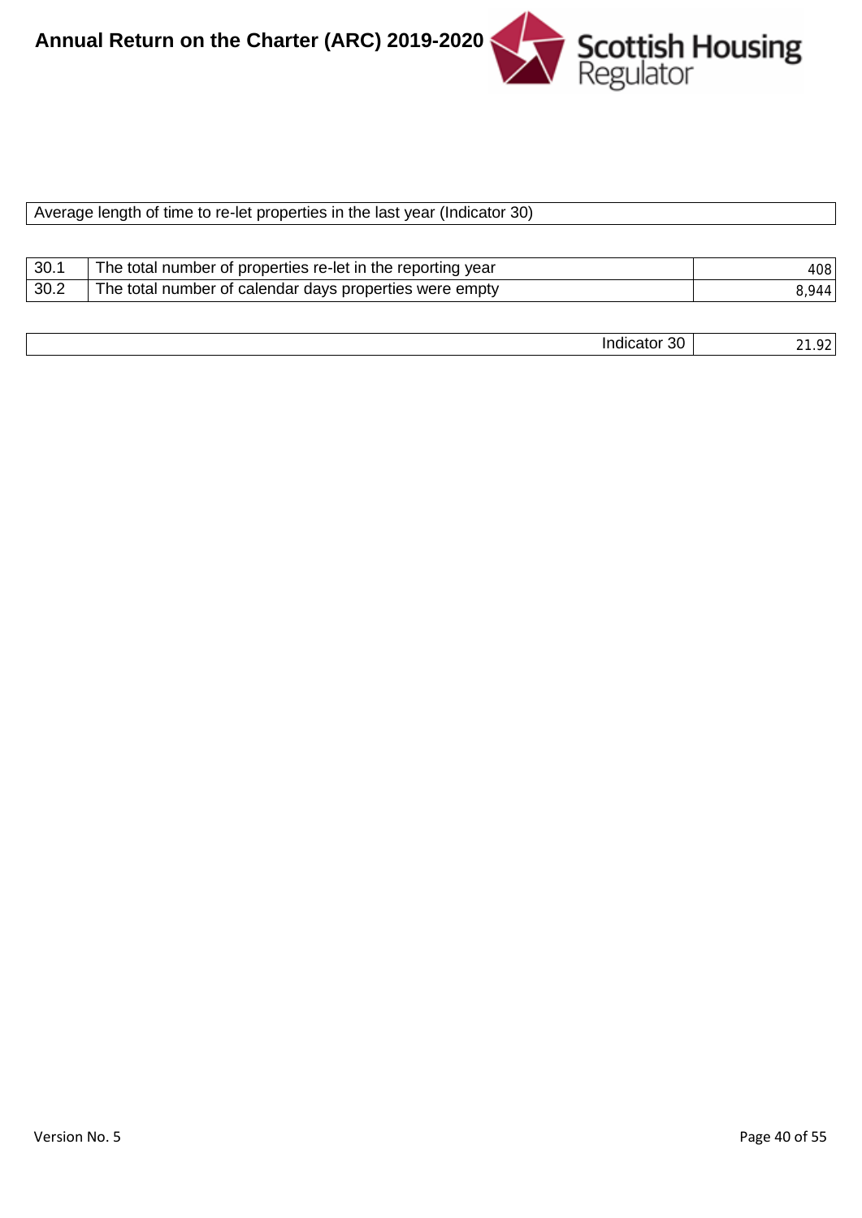Average length of time to re-let properties in the last year (Indicator 30)

| | | |
|---|---|---|
| 30.1 | The total number of properties re-let in the reporting year | 408 |
| 30.2 | The total number of calendar days properties were empty | 8,944 |

| | |
|---|---|
| Indicator 30 | 21.92 |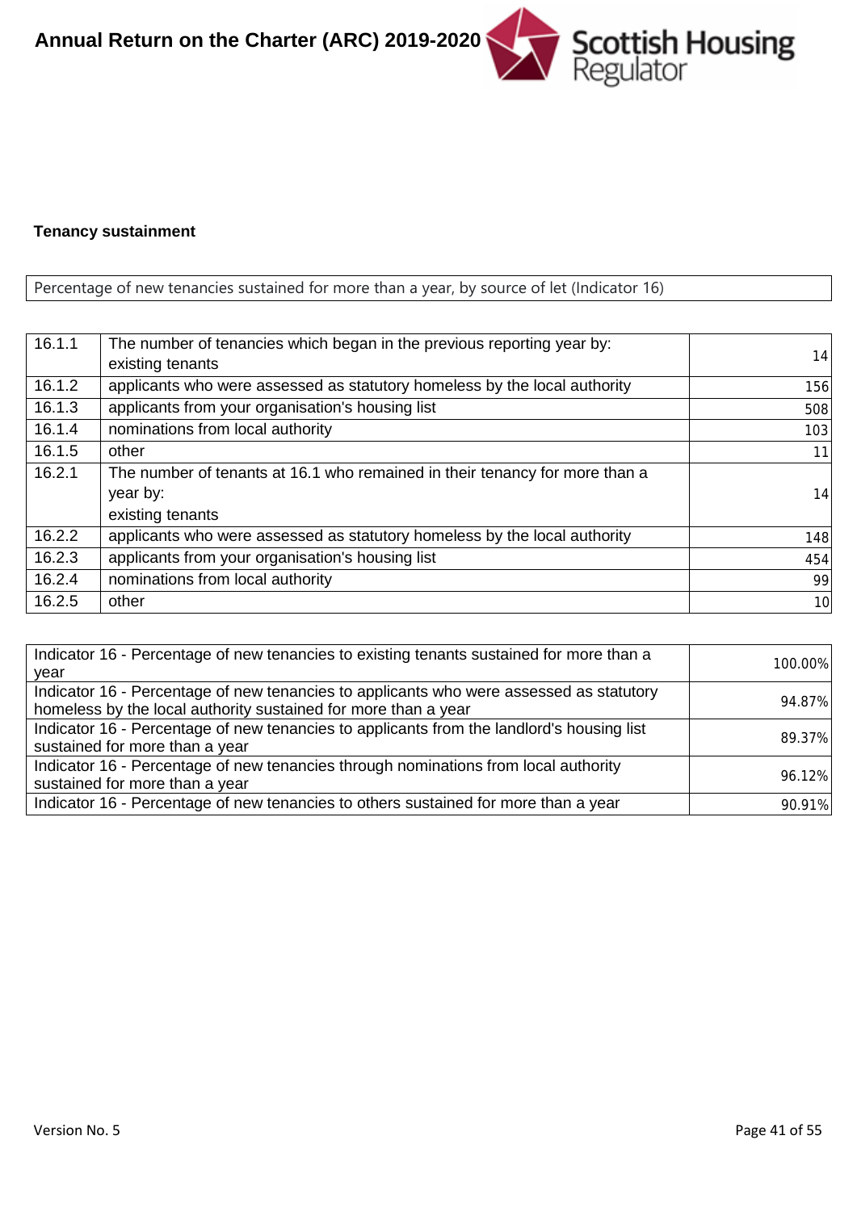**Tenancy sustainment**

| Percentage of new tenancies sustained for more than a year, by source of let (Indicator 16) |
|---|

| | | |
|---|---|---|
| 16.1.1 | The number of tenancies which began in the previous reporting year by: existing tenants | 14 |
| 16.1.2 | applicants who were assessed as statutory homeless by the local authority | 156 |
| 16.1.3 | applicants from your organisation's housing list | 508 |
| 16.1.4 | nominations from local authority | 103 |
| 16.1.5 | other | 11 |
| 16.2.1 | The number of tenants at 16.1 who remained in their tenancy for more than a year by: existing tenants | 14 |
| 16.2.2 | applicants who were assessed as statutory homeless by the local authority | 148 |
| 16.2.3 | applicants from your organisation's housing list | 454 |
| 16.2.4 | nominations from local authority | 99 |
| 16.2.5 | other | 10 |

| | |
|---|---|
| Indicator 16 - Percentage of new tenancies to existing tenants sustained for more than a year | 100.00% |
| Indicator 16 - Percentage of new tenancies to applicants who were assessed as statutory homeless by the local authority sustained for more than a year | 94.87% |
| Indicator 16 - Percentage of new tenancies to applicants from the landlord's housing list sustained for more than a year | 89.37% |
| Indicator 16 - Percentage of new tenancies through nominations from local authority sustained for more than a year | 96.12% |
| Indicator 16 - Percentage of new tenancies to others sustained for more than a year | 90.91% |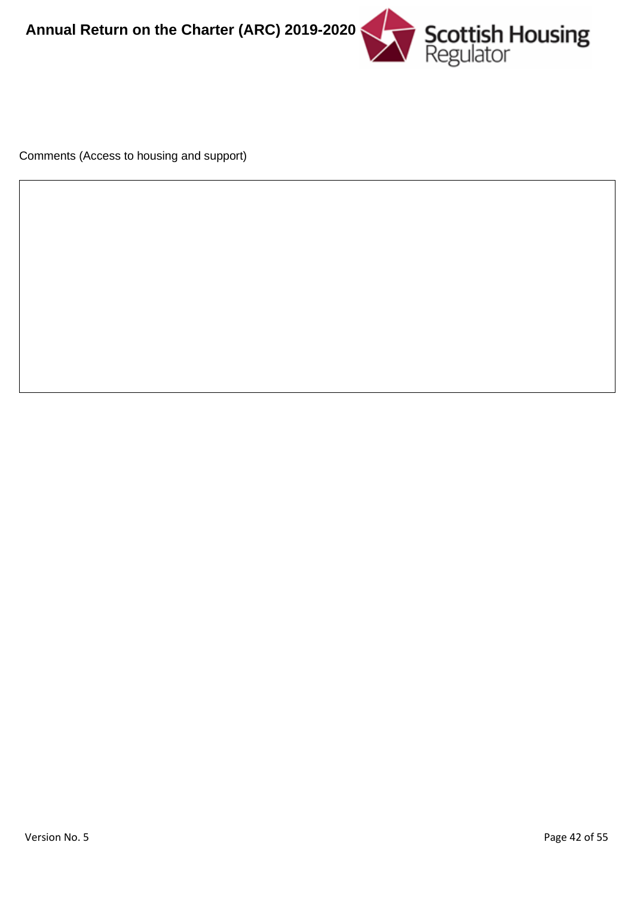Comments (Access to housing and support)

| |
|---|
| |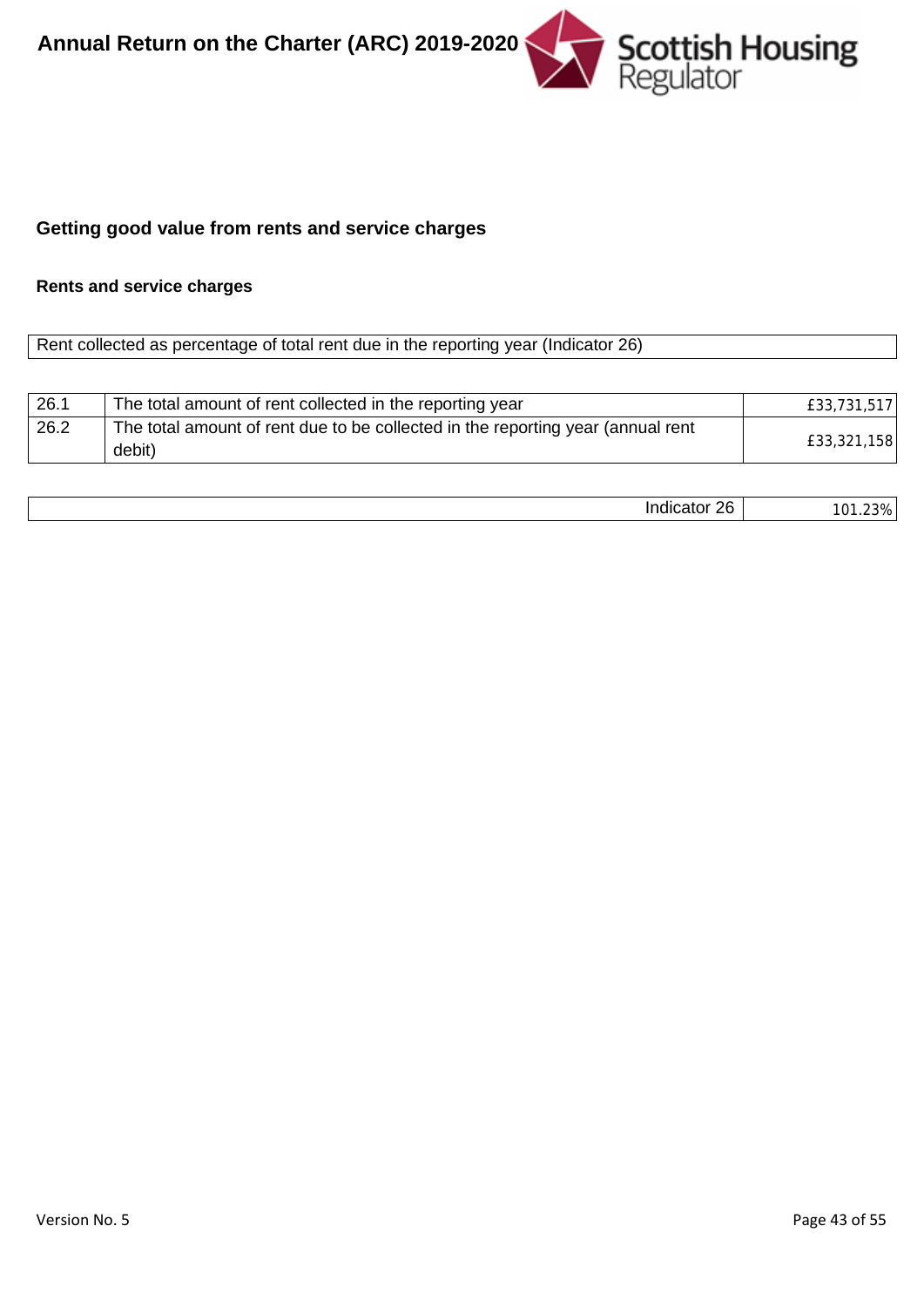## Getting good value from rents and service charges

### Rents and service charges

| Rent collected as percentage of total rent due in the reporting year (Indicator 26) |
|---|

| | | |
|---|---|---|
| 26.1 | The total amount of rent collected in the reporting year | £33,731,517 |
| 26.2 | The total amount of rent due to be collected in the reporting year (annual rent debit) | £33,321,158 |

| | |
|---|---|
| Indicator 26 | 101.23% |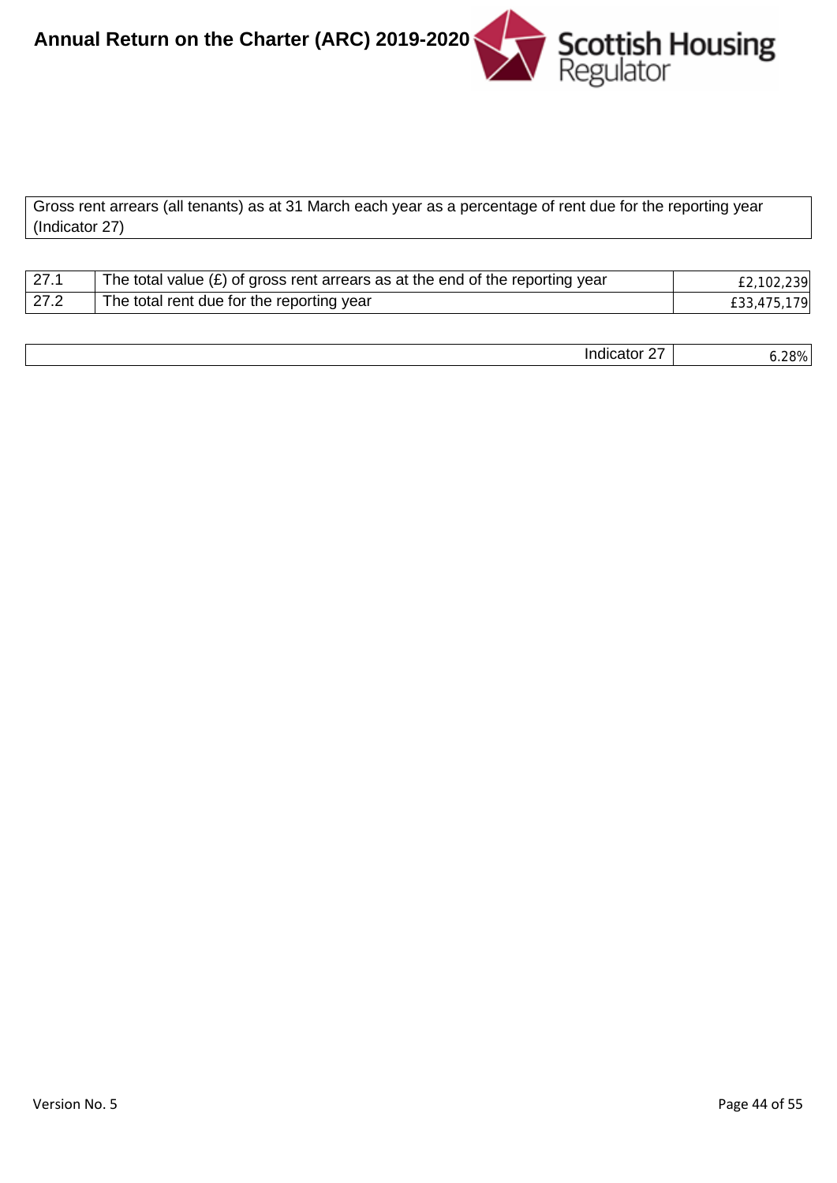Gross rent arrears (all tenants) as at 31 March each year as a percentage of rent due for the reporting year (Indicator 27)

| | | |
|---|---|---|
| 27.1 | The total value (£) of gross rent arrears as at the end of the reporting year | £2,102,239 |
| 27.2 | The total rent due for the reporting year | £33,475,179 |

| | |
|---|---|
| Indicator 27 | 6.28% |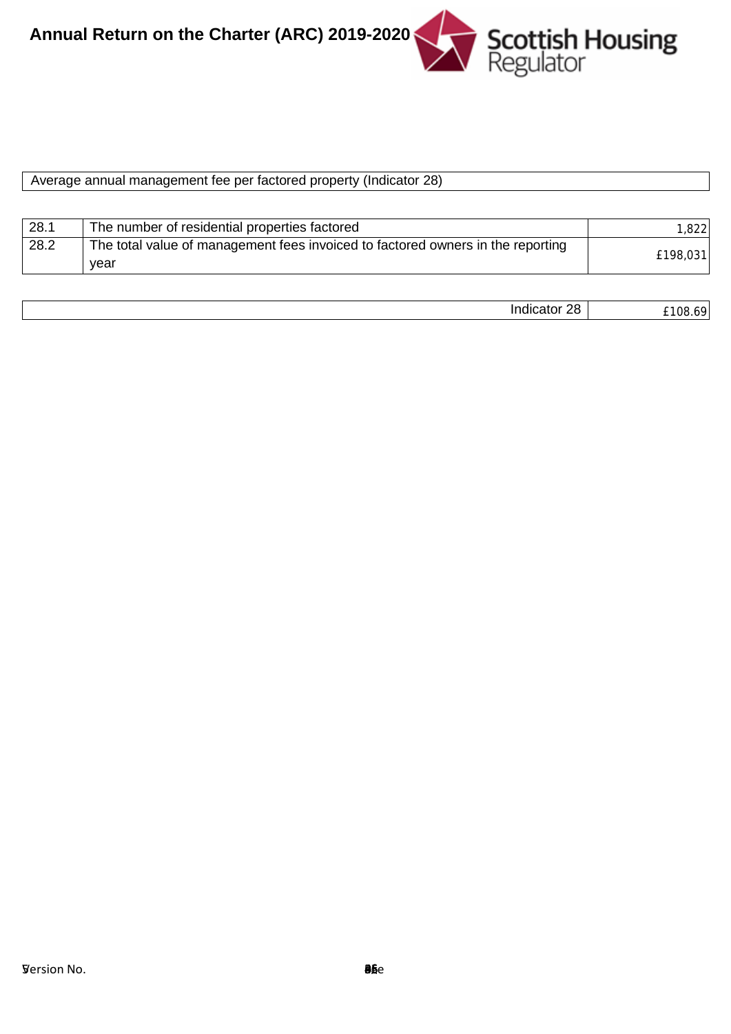Average annual management fee per factored property (Indicator 28)

| | | |
|---|---|---|
| 28.1 | The number of residential properties factored | 1,822 |
| 28.2 | The total value of management fees invoiced to factored owners in the reporting year | £198,031 |

| | |
|---|---|
| Indicator 28 | £108.69 |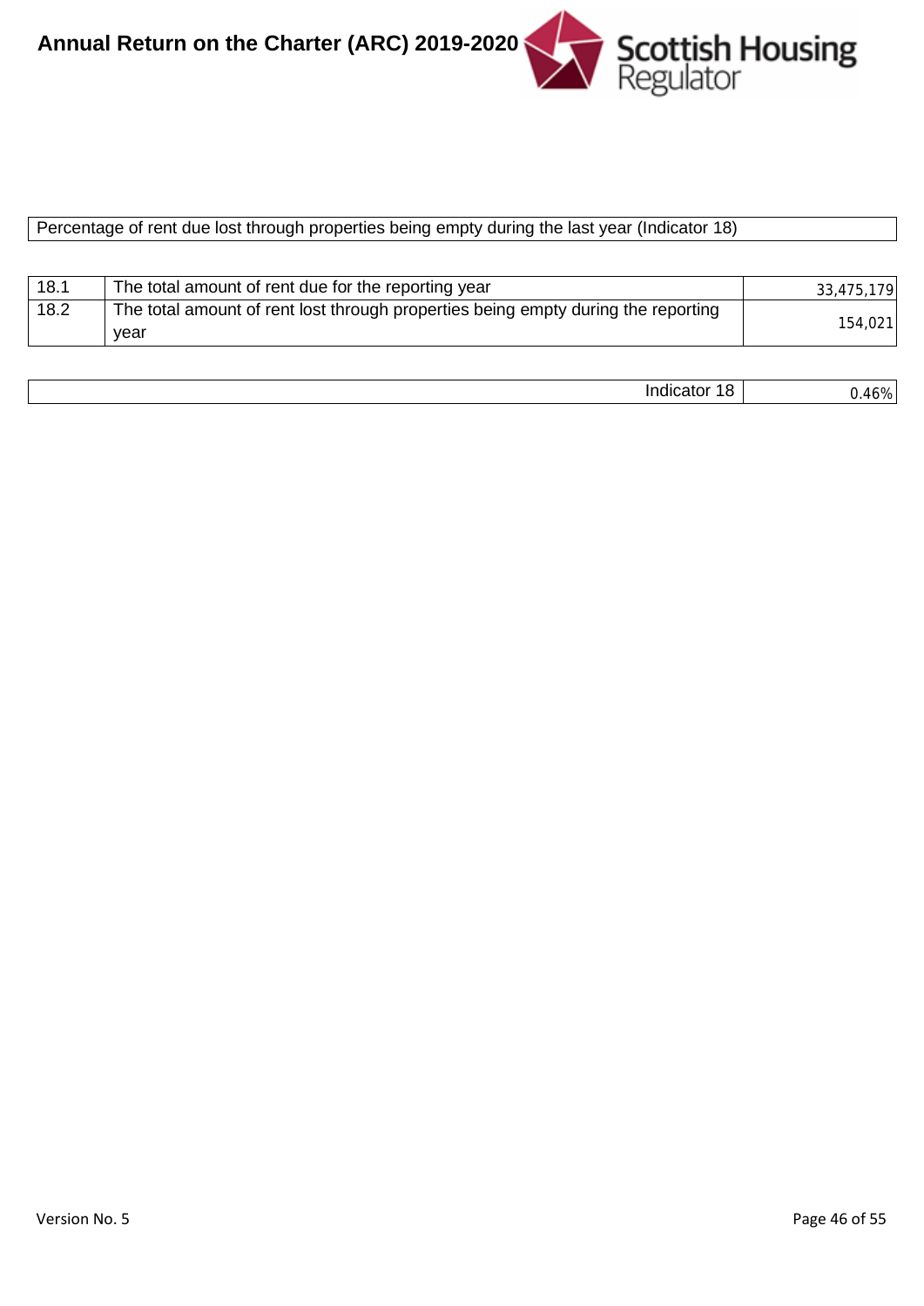Percentage of rent due lost through properties being empty during the last year (Indicator 18)

| | | |
|---|---|---|
| 18.1 | The total amount of rent due for the reporting year | 33,475,179 |
| 18.2 | The total amount of rent lost through properties being empty during the reporting year | 154,021 |

| | |
|---|---|
| Indicator 18 | 0.46% |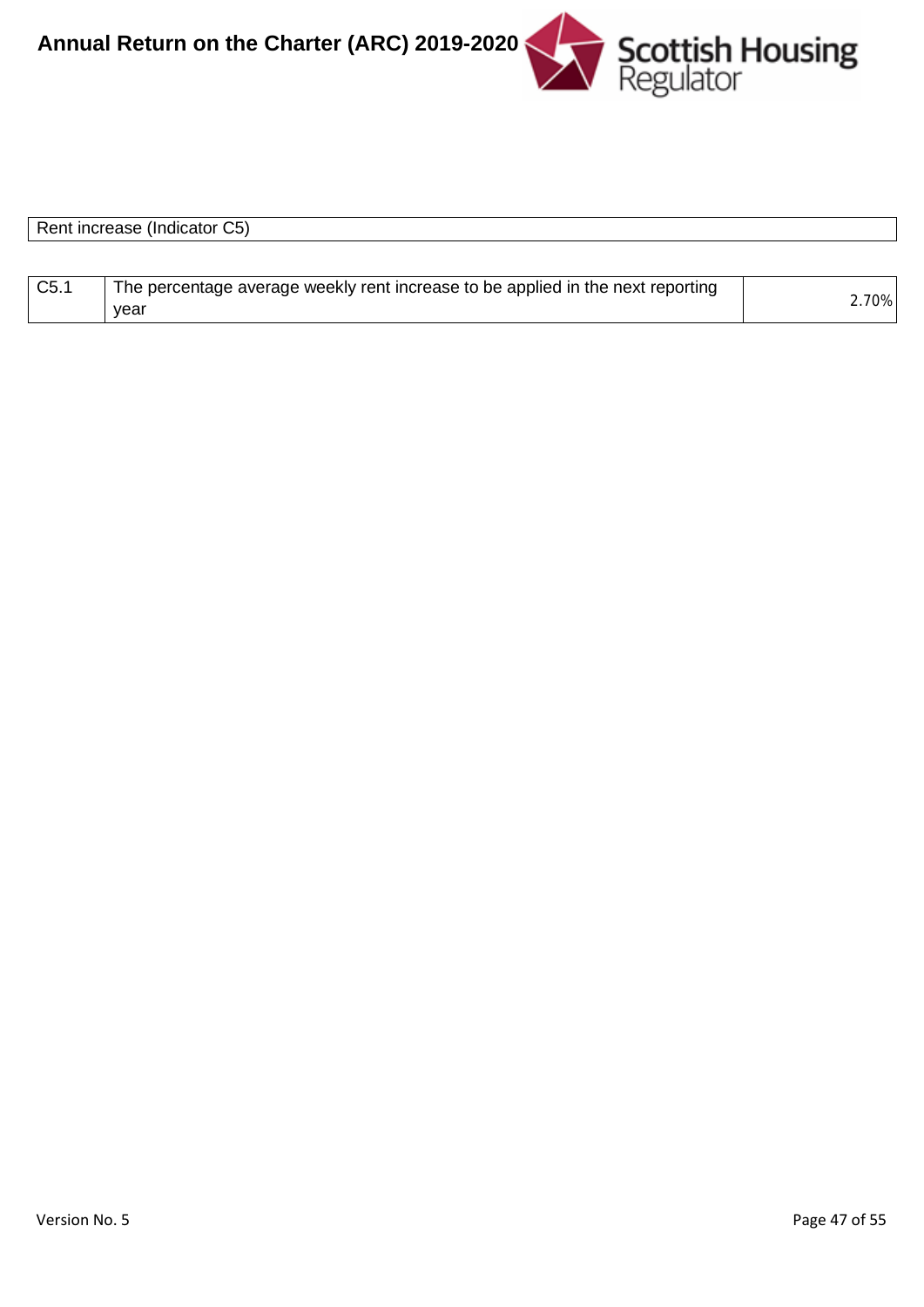| Rent increase (Indicator C5) | | |
|---|---|---|
| C5.1 | The percentage average weekly rent increase to be applied in the next reporting year | 2.70% |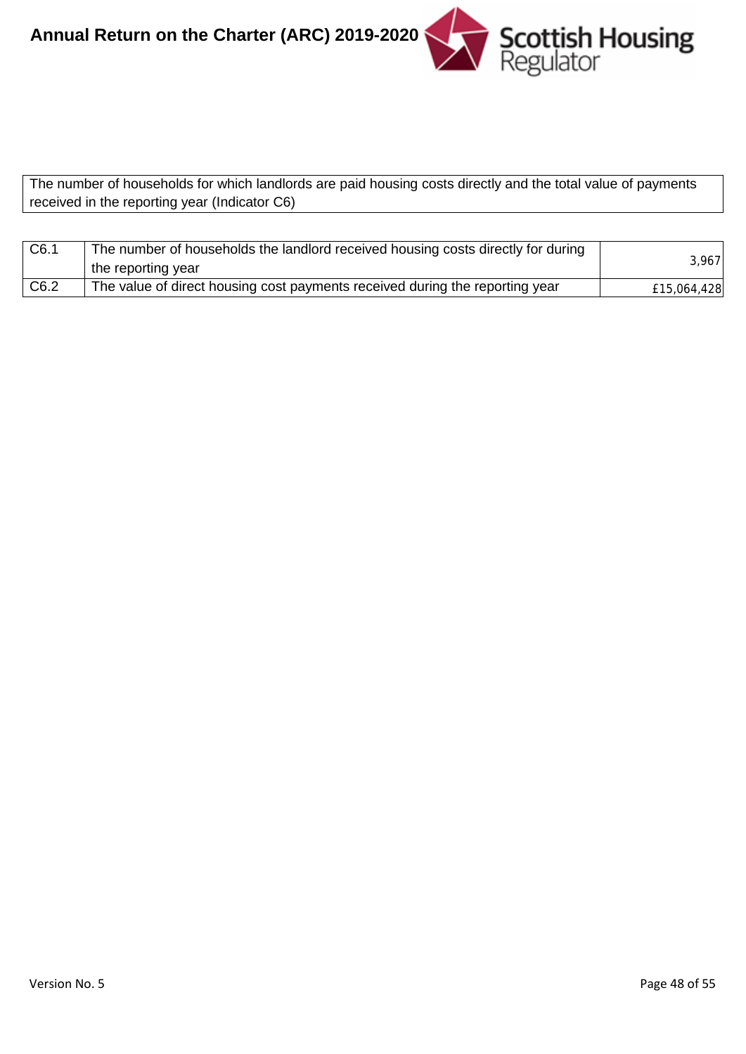| The number of households for which landlords are paid housing costs directly and the total value of payments received in the reporting year (Indicator C6) |
|---|

| C6.1 | The number of households the landlord received housing costs directly for during the reporting year | 3,967 |
|---|---|---|
| C6.2 | The value of direct housing cost payments received during the reporting year | £15,064,428 |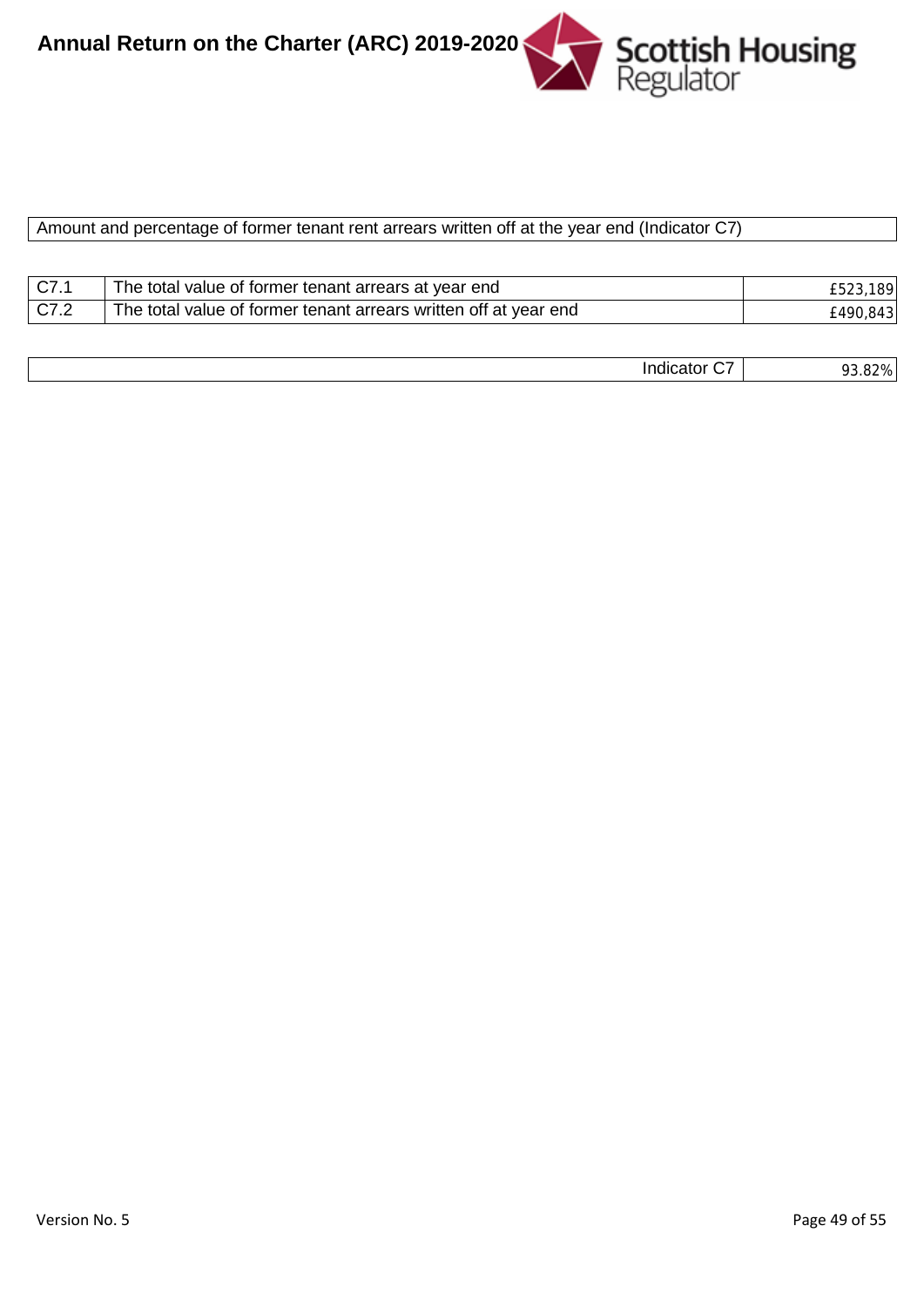Amount and percentage of former tenant rent arrears written off at the year end (Indicator C7)

| | | |
|---|---|---|
| C7.1 | The total value of former tenant arrears at year end | £523,189 |
| C7.2 | The total value of former tenant arrears written off at year end | £490,843 |

| | |
|---|---|
| Indicator C7 | 93.82% |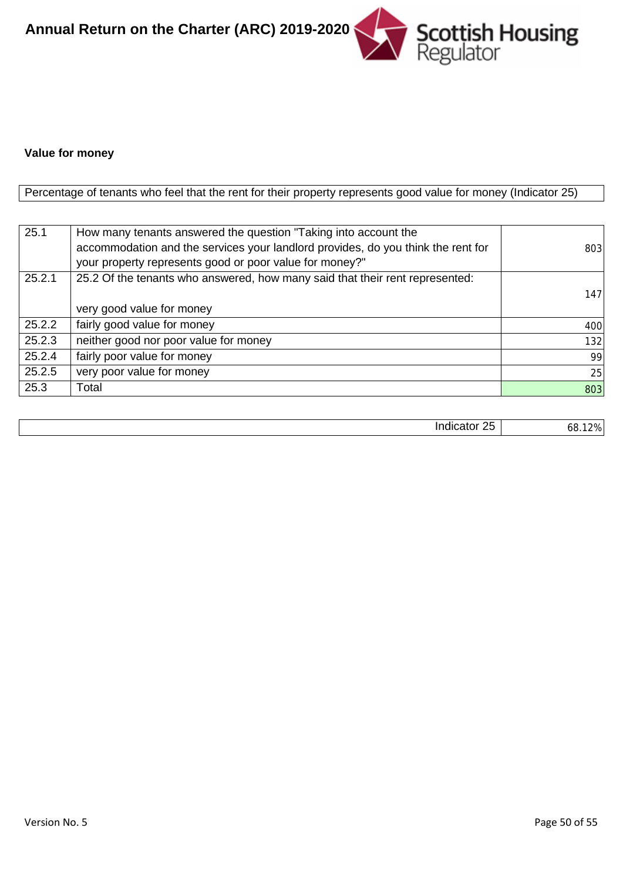**Value for money**

Percentage of tenants who feel that the rent for their property represents good value for money (Indicator 25)

| | | |
|---|---|---|
| 25.1 | How many tenants answered the question "Taking into account the accommodation and the services your landlord provides, do you think the rent for your property represents good or poor value for money?" | 803 |
| 25.2.1 | 25.2 Of the tenants who answered, how many said that their rent represented: very good value for money | 147 |
| 25.2.2 | fairly good value for money | 400 |
| 25.2.3 | neither good nor poor value for money | 132 |
| 25.2.4 | fairly poor value for money | 99 |
| 25.2.5 | very poor value for money | 25 |
| 25.3 | Total | 803 |

| | |
|---|---|
| Indicator 25 | 68.12% |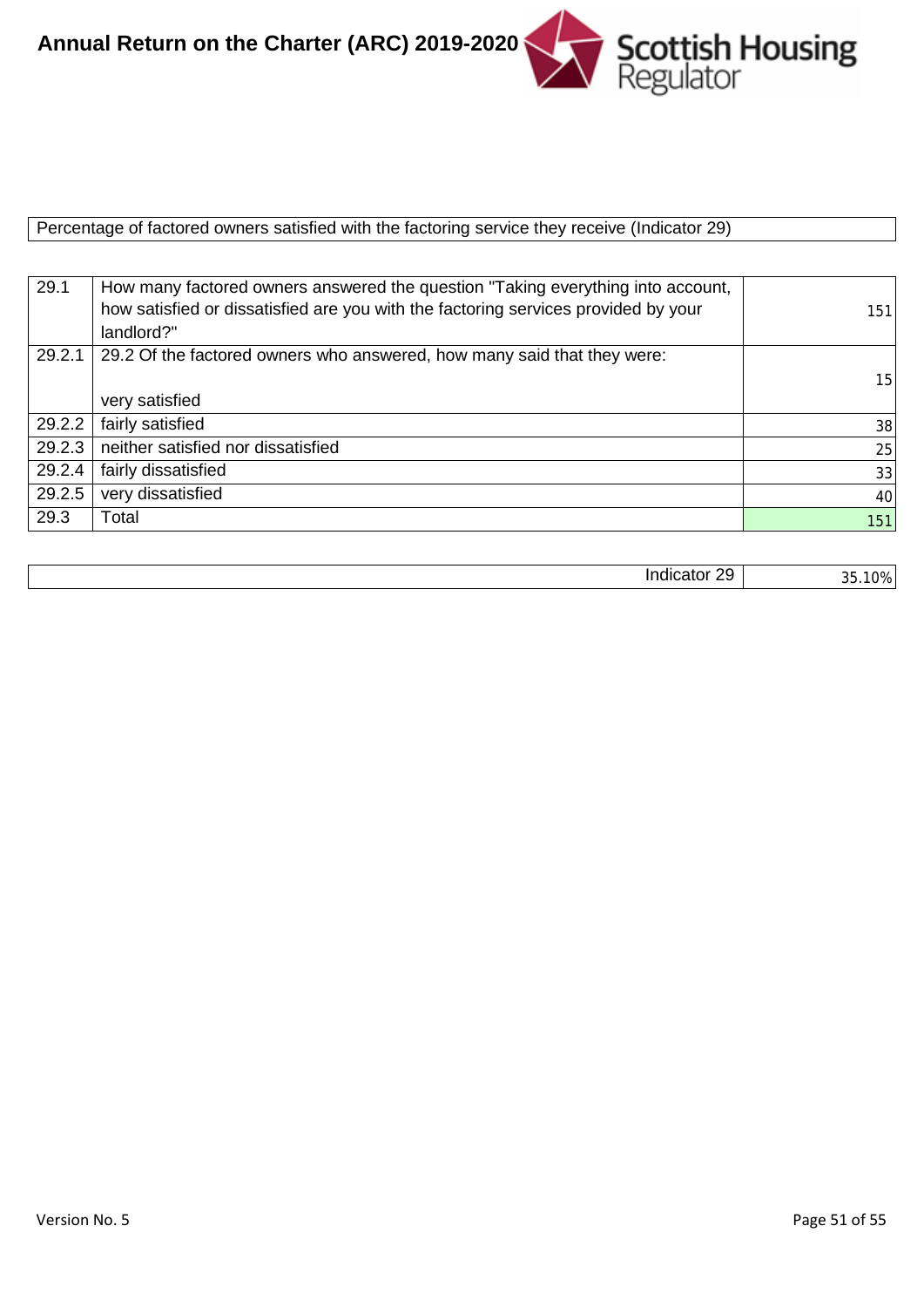Percentage of factored owners satisfied with the factoring service they receive (Indicator 29)

| | | |
|---|---|---|
| 29.1 | How many factored owners answered the question "Taking everything into account, how satisfied or dissatisfied are you with the factoring services provided by your landlord?" | 151 |
| 29.2.1 | 29.2 Of the factored owners who answered, how many said that they were: very satisfied | 15 |
| 29.2.2 | fairly satisfied | 38 |
| 29.2.3 | neither satisfied nor dissatisfied | 25 |
| 29.2.4 | fairly dissatisfied | 33 |
| 29.2.5 | very dissatisfied | 40 |
| 29.3 | Total | 151 |

| | |
|---|---|
| Indicator 29 | 35.10% |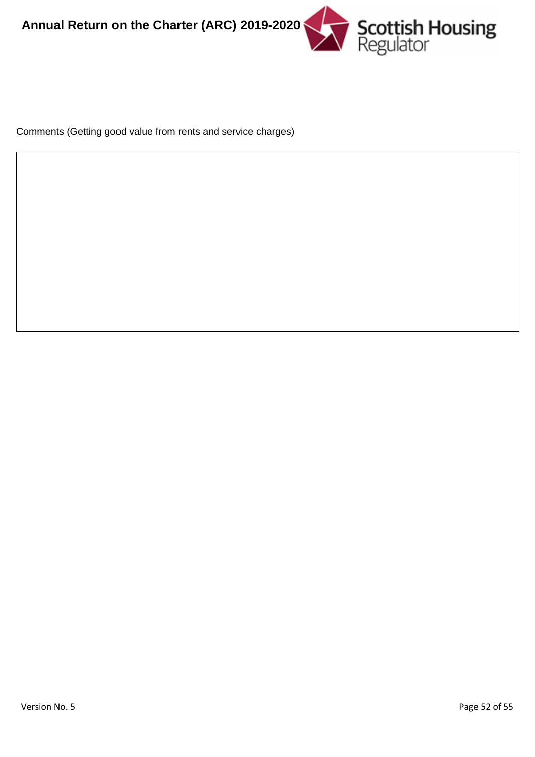Comments (Getting good value from rents and service charges)

| |
|---|
| |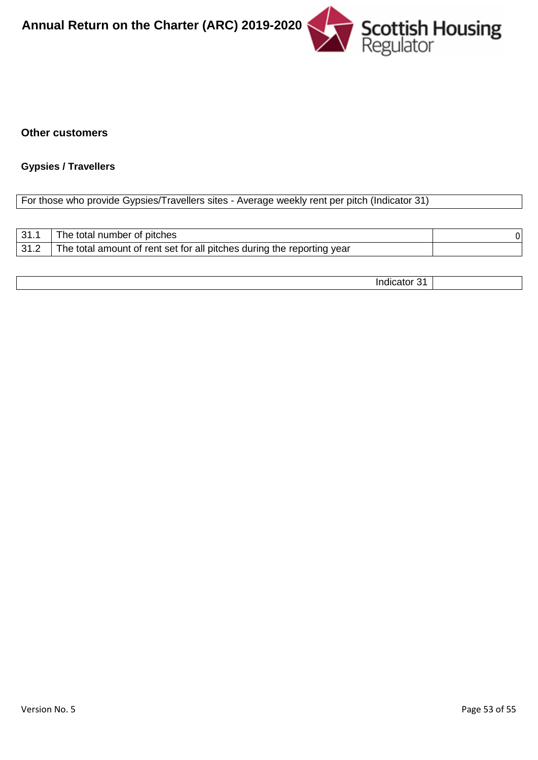### Other customers

#### Gypsies / Travellers

| For those who provide Gypsies/Travellers sites - Average weekly rent per pitch (Indicator 31) |
|---|

| | | |
|---|---|---|
| 31.1 | The total number of pitches | 0 |
| 31.2 | The total amount of rent set for all pitches during the reporting year | |

| | |
|---|---|
| Indicator 31 | |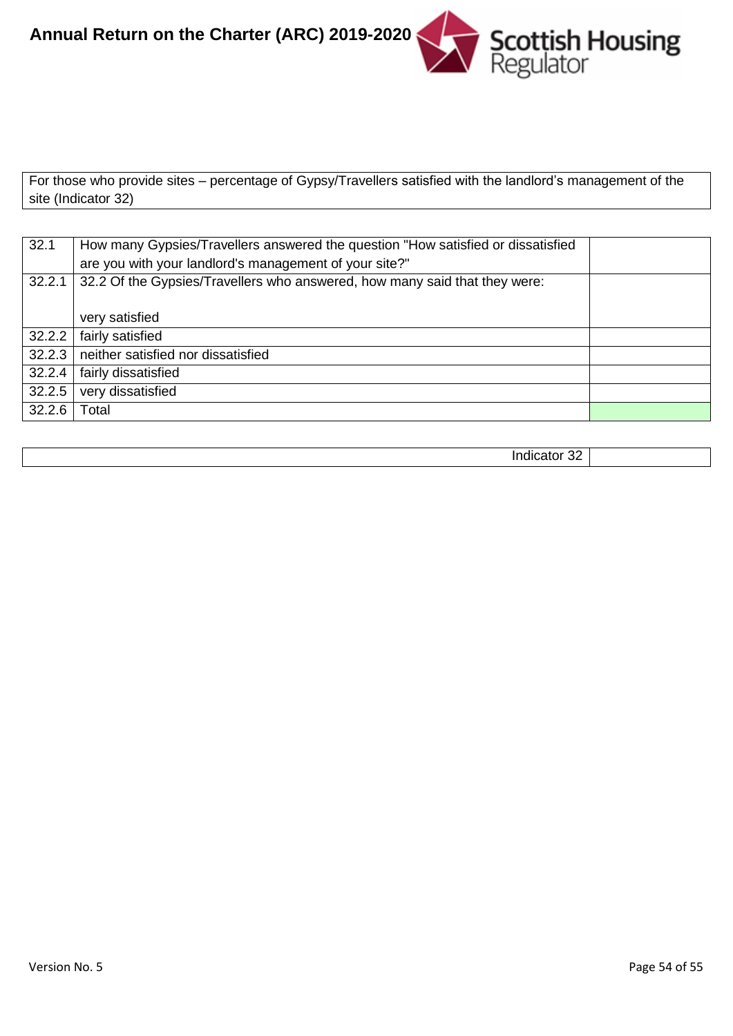| For those who provide sites – percentage of Gypsy/Travellers satisfied with the landlord's management of the site (Indicator 32) |
|---|

| | | |
|---|---|---|
| 32.1 | How many Gypsies/Travellers answered the question "How satisfied or dissatisfied are you with your landlord's management of your site?" | |
| 32.2.1 | 32.2 Of the Gypsies/Travellers who answered, how many said that they were:<br><br>very satisfied | |
| 32.2.2 | fairly satisfied | |
| 32.2.3 | neither satisfied nor dissatisfied | |
| 32.2.4 | fairly dissatisfied | |
| 32.2.5 | very dissatisfied | |
| 32.2.6 | Total | |

| | |
|---|---|
| Indicator 32 | |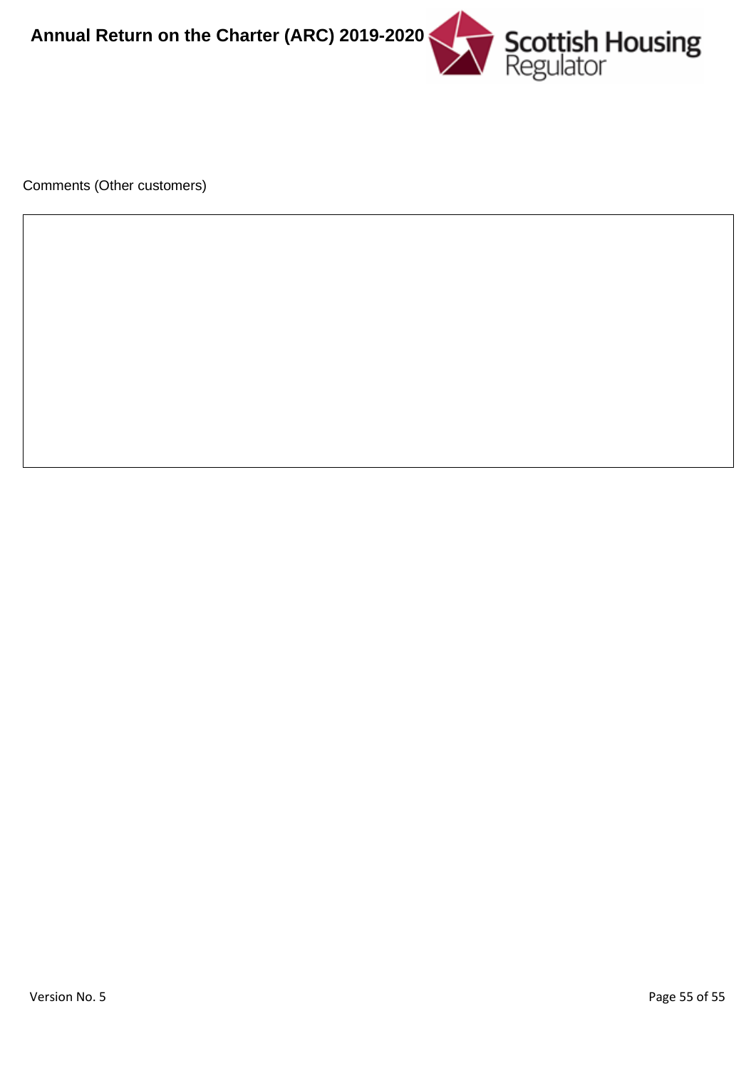Comments (Other customers)

| |
|---|
| |